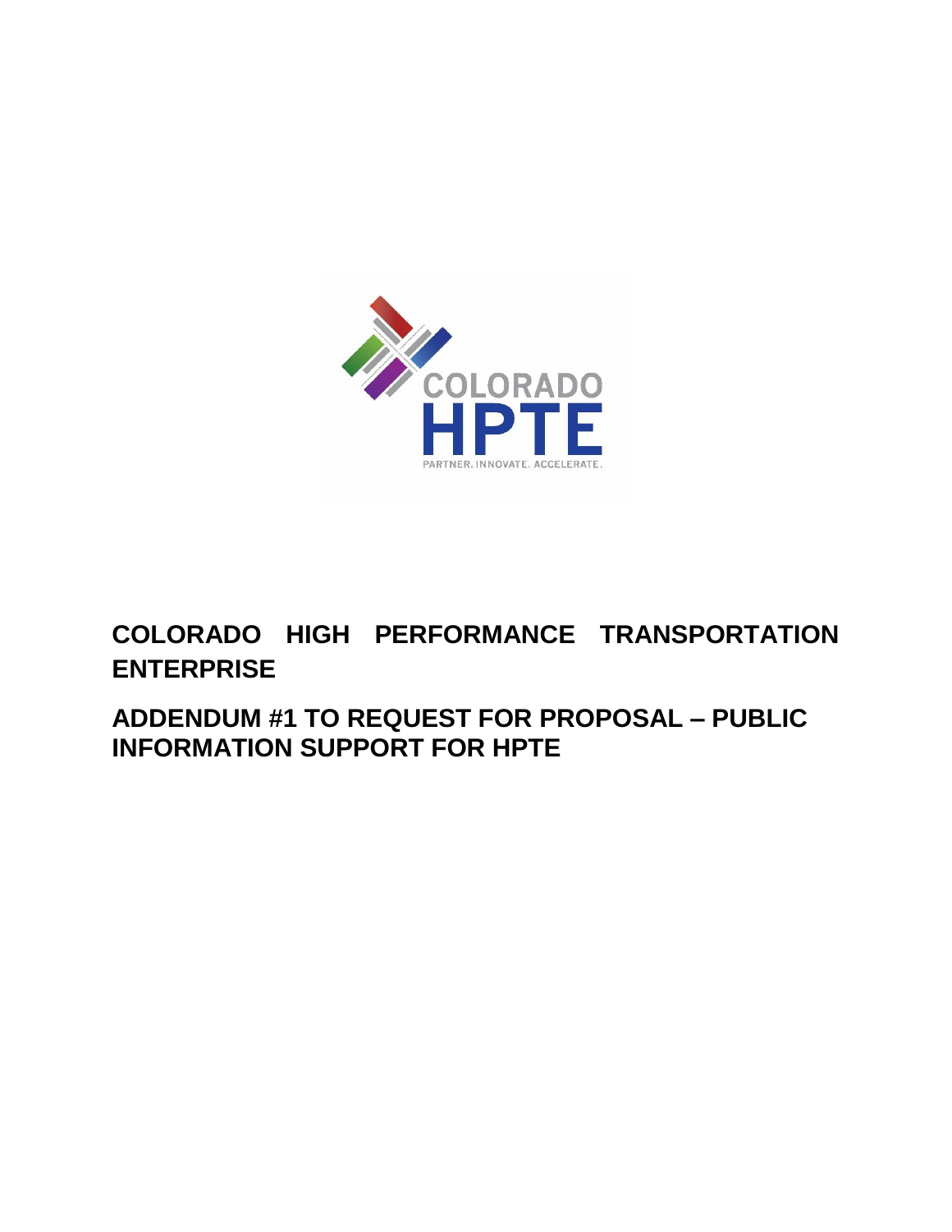COLORADO
HPTE
PARTNER. INNOVATE. ACCELERATE.

# COLORADO HIGH PERFORMANCE TRANSPORTATION ENTERPRISE

## ADDENDUM #1 TO REQUEST FOR PROPOSAL – PUBLIC INFORMATION SUPPORT FOR HPTE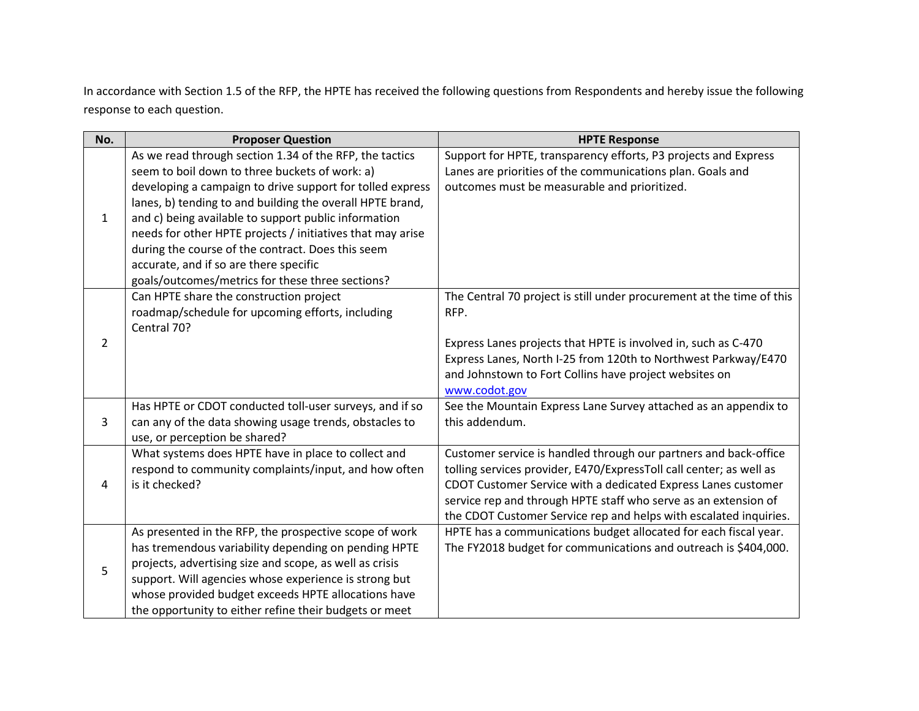In accordance with Section 1.5 of the RFP, the HPTE has received the following questions from Respondents and hereby issue the following response to each question.

| No. | Proposer Question | HPTE Response |
|---|---|---|
| 1 | As we read through section 1.34 of the RFP, the tactics seem to boil down to three buckets of work: a) developing a campaign to drive support for tolled express lanes, b) tending to and building the overall HPTE brand, and c) being available to support public information needs for other HPTE projects / initiatives that may arise during the course of the contract. Does this seem accurate, and if so are there specific goals/outcomes/metrics for these three sections? | Support for HPTE, transparency efforts, P3 projects and Express Lanes are priorities of the communications plan. Goals and outcomes must be measurable and prioritized. |
| 2 | Can HPTE share the construction project roadmap/schedule for upcoming efforts, including Central 70? | The Central 70 project is still under procurement at the time of this RFP.<br><br>Express Lanes projects that HPTE is involved in, such as C-470 Express Lanes, North I-25 from 120th to Northwest Parkway/E470 and Johnstown to Fort Collins have project websites on [www.codot.gov](http://www.codot.gov) |
| 3 | Has HPTE or CDOT conducted toll-user surveys, and if so can any of the data showing usage trends, obstacles to use, or perception be shared? | See the Mountain Express Lane Survey attached as an appendix to this addendum. |
| 4 | What systems does HPTE have in place to collect and respond to community complaints/input, and how often is it checked? | Customer service is handled through our partners and back-office tolling services provider, E470/ExpressToll call center; as well as CDOT Customer Service with a dedicated Express Lanes customer service rep and through HPTE staff who serve as an extension of the CDOT Customer Service rep and helps with escalated inquiries. |
| 5 | As presented in the RFP, the prospective scope of work has tremendous variability depending on pending HPTE projects, advertising size and scope, as well as crisis support. Will agencies whose experience is strong but whose provided budget exceeds HPTE allocations have the opportunity to either refine their budgets or meet | HPTE has a communications budget allocated for each fiscal year. The FY2018 budget for communications and outreach is $404,000. |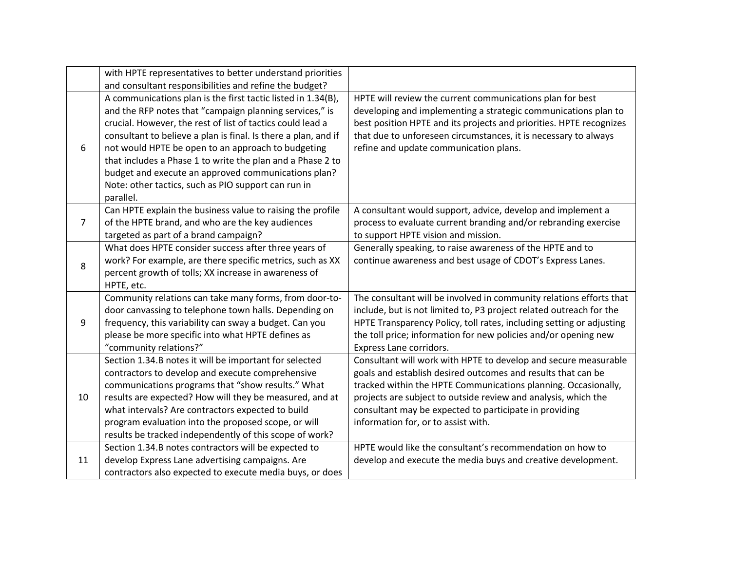| | | |
|---|---|---|
| | with HPTE representatives to better understand priorities and consultant responsibilities and refine the budget? | |
| 6 | A communications plan is the first tactic listed in 1.34(B), and the RFP notes that "campaign planning services," is crucial. However, the rest of list of tactics could lead a consultant to believe a plan is final. Is there a plan, and if not would HPTE be open to an approach to budgeting that includes a Phase 1 to write the plan and a Phase 2 to budget and execute an approved communications plan? Note: other tactics, such as PIO support can run in parallel. | HPTE will review the current communications plan for best developing and implementing a strategic communications plan to best position HPTE and its projects and priorities. HPTE recognizes that due to unforeseen circumstances, it is necessary to always refine and update communication plans. |
| 7 | Can HPTE explain the business value to raising the profile of the HPTE brand, and who are the key audiences targeted as part of a brand campaign? | A consultant would support, advice, develop and implement a process to evaluate current branding and/or rebranding exercise to support HPTE vision and mission. |
| 8 | What does HPTE consider success after three years of work? For example, are there specific metrics, such as XX percent growth of tolls; XX increase in awareness of HPTE, etc. | Generally speaking, to raise awareness of the HPTE and to continue awareness and best usage of CDOT's Express Lanes. |
| 9 | Community relations can take many forms, from door-to-door canvassing to telephone town halls. Depending on frequency, this variability can sway a budget. Can you please be more specific into what HPTE defines as "community relations?" | The consultant will be involved in community relations efforts that include, but is not limited to, P3 project related outreach for the HPTE Transparency Policy, toll rates, including setting or adjusting the toll price; information for new policies and/or opening new Express Lane corridors. |
| 10 | Section 1.34.B notes it will be important for selected contractors to develop and execute comprehensive communications programs that "show results." What results are expected? How will they be measured, and at what intervals? Are contractors expected to build program evaluation into the proposed scope, or will results be tracked independently of this scope of work? | Consultant will work with HPTE to develop and secure measurable goals and establish desired outcomes and results that can be tracked within the HPTE Communications planning. Occasionally, projects are subject to outside review and analysis, which the consultant may be expected to participate in providing information for, or to assist with. |
| 11 | Section 1.34.B notes contractors will be expected to develop Express Lane advertising campaigns. Are contractors also expected to execute media buys, or does | HPTE would like the consultant's recommendation on how to develop and execute the media buys and creative development. |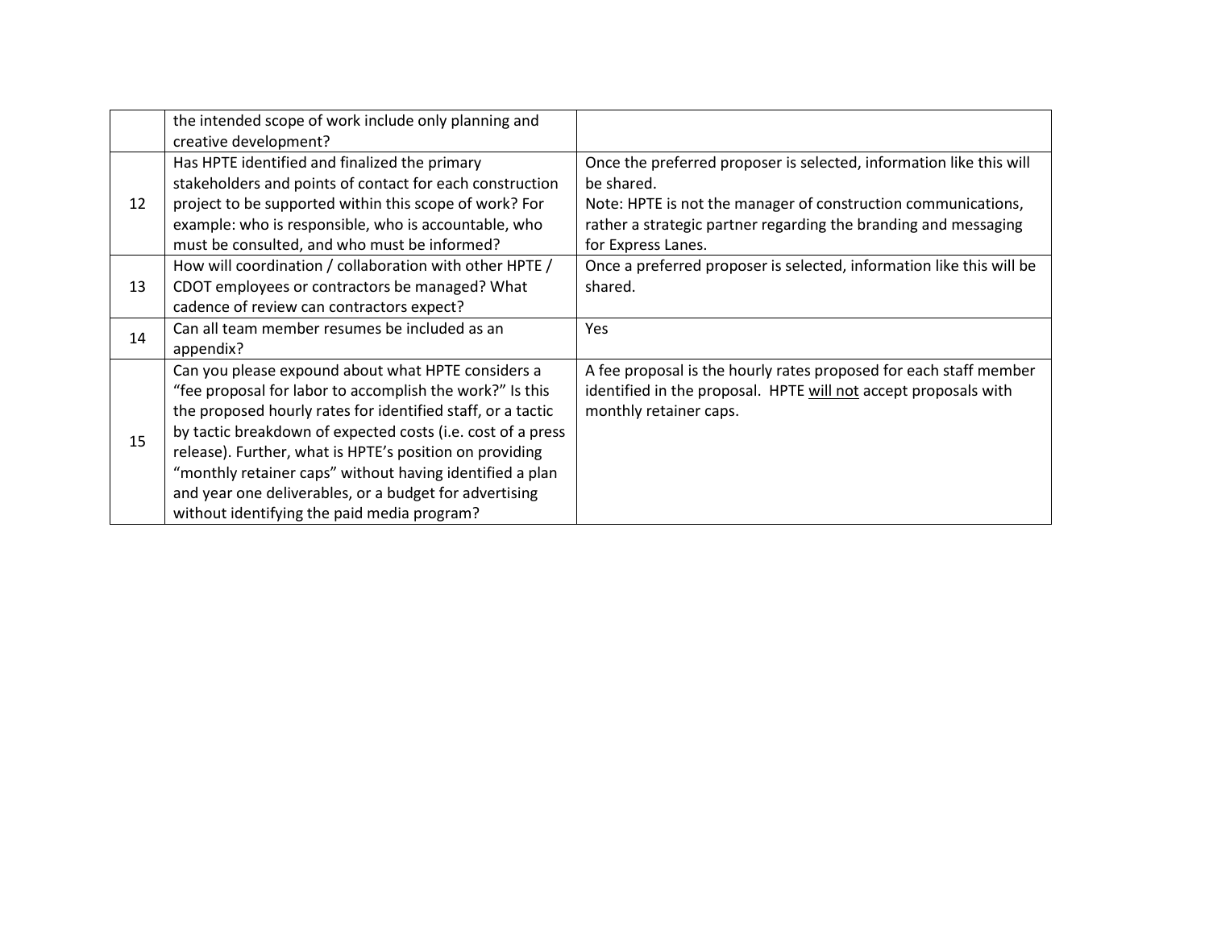| | | |
|---|---|---|
| | the intended scope of work include only planning and creative development? | |
| 12 | Has HPTE identified and finalized the primary stakeholders and points of contact for each construction project to be supported within this scope of work? For example: who is responsible, who is accountable, who must be consulted, and who must be informed? | Once the preferred proposer is selected, information like this will be shared.<br>Note: HPTE is not the manager of construction communications, rather a strategic partner regarding the branding and messaging for Express Lanes. |
| 13 | How will coordination / collaboration with other HPTE / CDOT employees or contractors be managed? What cadence of review can contractors expect? | Once a preferred proposer is selected, information like this will be shared. |
| 14 | Can all team member resumes be included as an appendix? | Yes |
| 15 | Can you please expound about what HPTE considers a "fee proposal for labor to accomplish the work?" Is this the proposed hourly rates for identified staff, or a tactic by tactic breakdown of expected costs (i.e. cost of a press release). Further, what is HPTE's position on providing "monthly retainer caps" without having identified a plan and year one deliverables, or a budget for advertising without identifying the paid media program? | A fee proposal is the hourly rates proposed for each staff member identified in the proposal. HPTE <u>will not</u> accept proposals with monthly retainer caps. |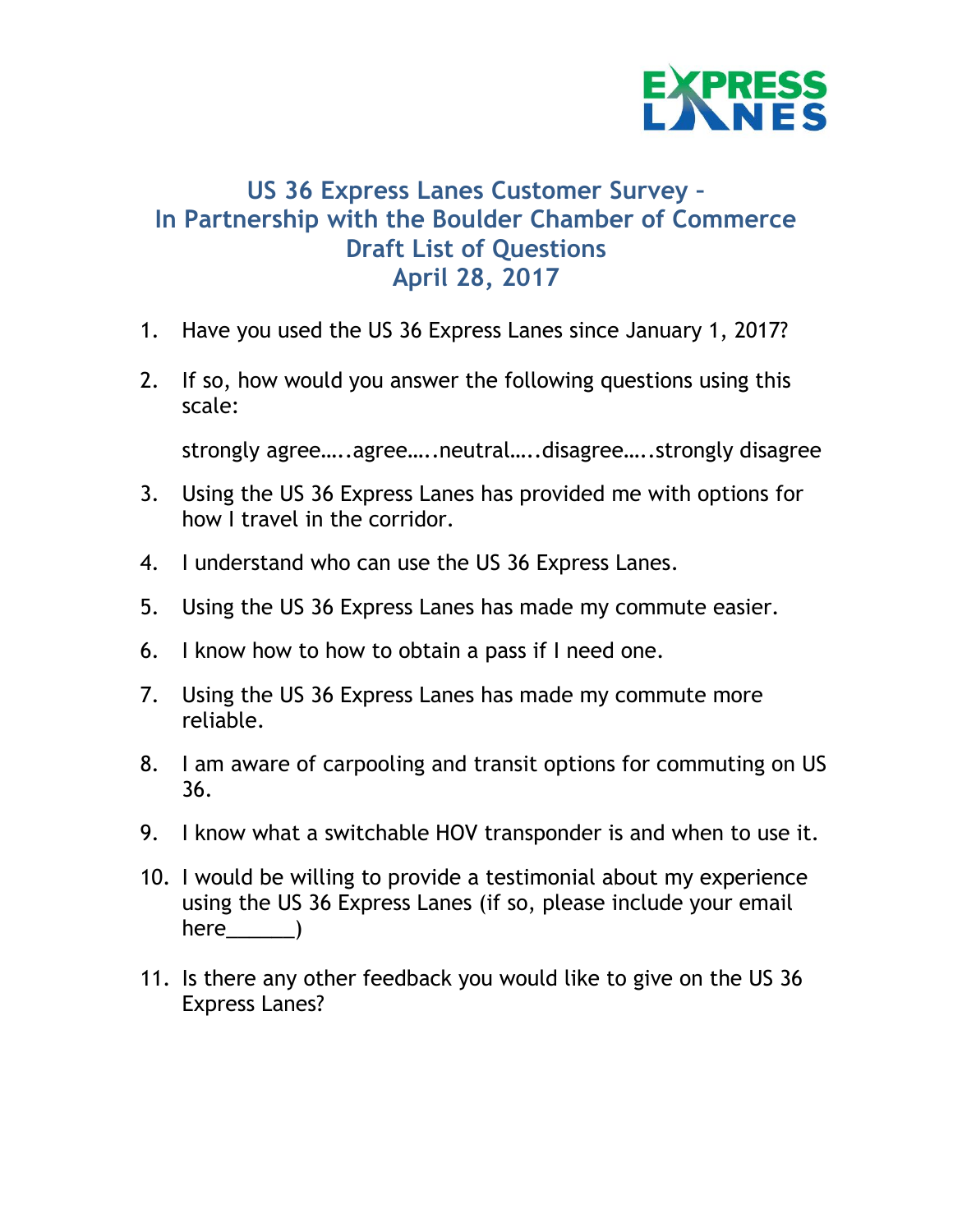EXPRESS LANES

# US 36 Express Lanes Customer Survey – In Partnership with the Boulder Chamber of Commerce Draft List of Questions April 28, 2017

1. Have you used the US 36 Express Lanes since January 1, 2017?

2. If so, how would you answer the following questions using this scale:

   strongly agree…..agree…..neutral…..disagree…..strongly disagree

3. Using the US 36 Express Lanes has provided me with options for how I travel in the corridor.

4. I understand who can use the US 36 Express Lanes.

5. Using the US 36 Express Lanes has made my commute easier.

6. I know how to how to obtain a pass if I need one.

7. Using the US 36 Express Lanes has made my commute more reliable.

8. I am aware of carpooling and transit options for commuting on US 36.

9. I know what a switchable HOV transponder is and when to use it.

10. I would be willing to provide a testimonial about my experience using the US 36 Express Lanes (if so, please include your email here______)

11. Is there any other feedback you would like to give on the US 36 Express Lanes?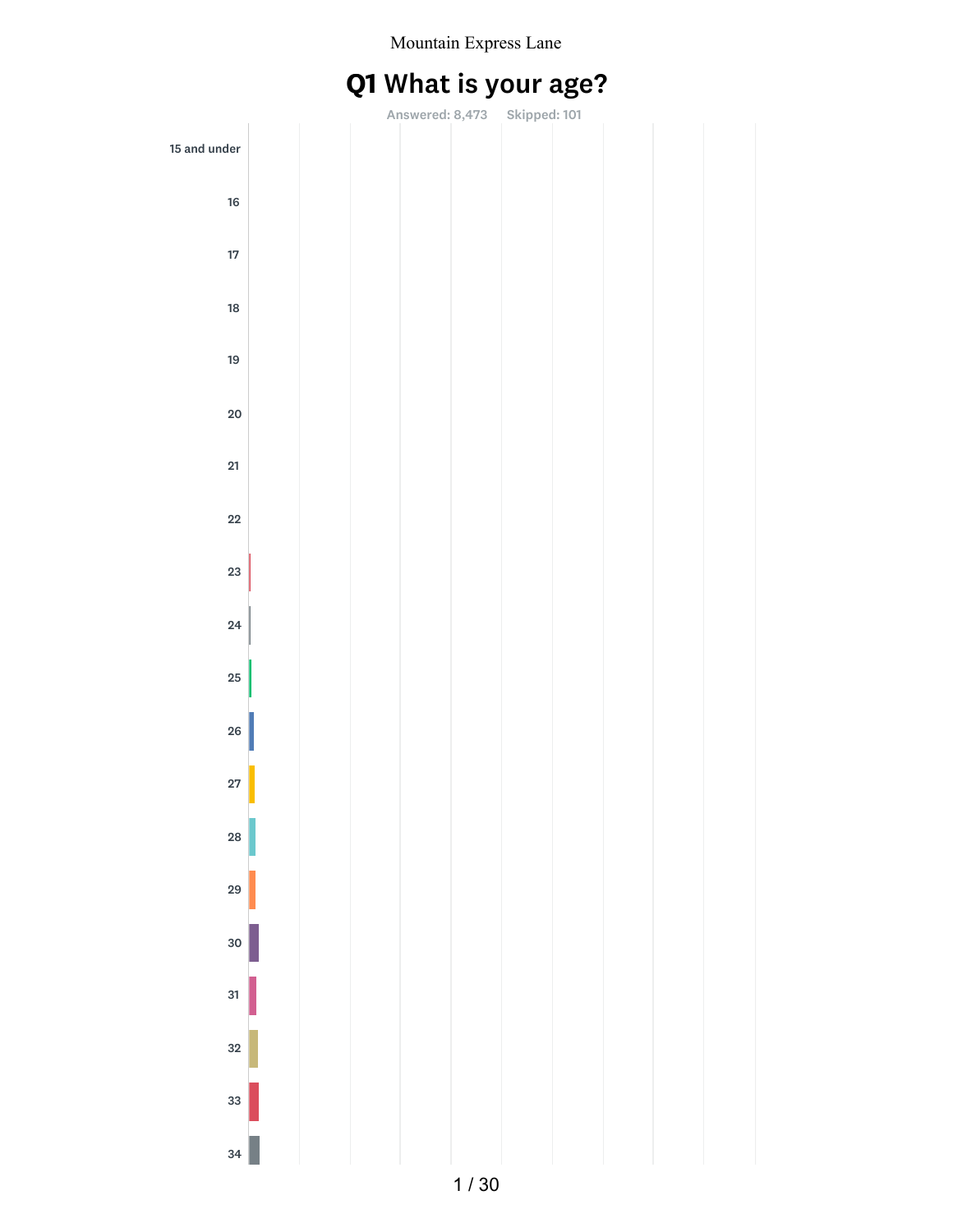Mountain Express Lane

# Q1 What is your age?

Answered: 8,473 Skipped: 101

15 and under

16

17

18

19

20

21

22

23

24

25

26

27

28

29

30

31

32

33

34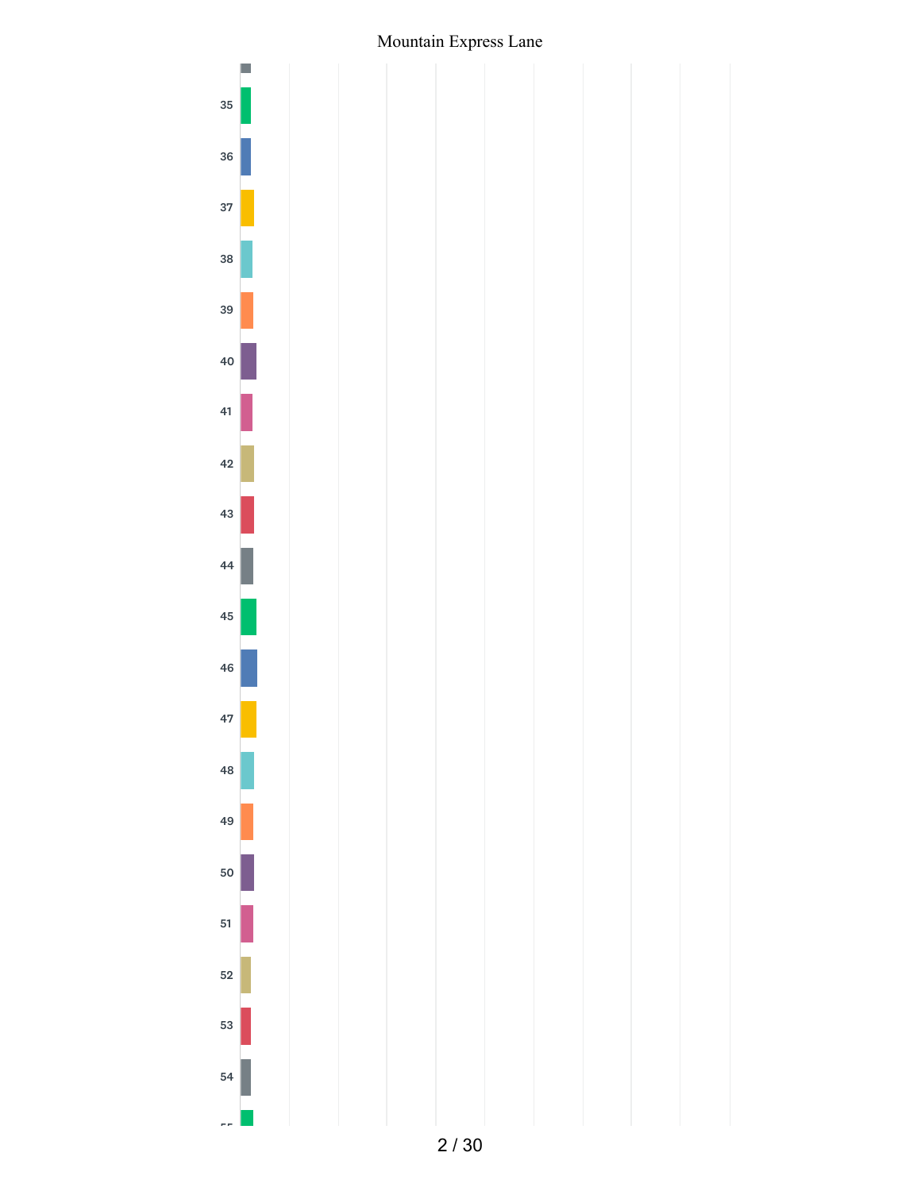35

36

37

38

39

40

41

42

43

44

45

46

47

48

49

50

51

52

53

54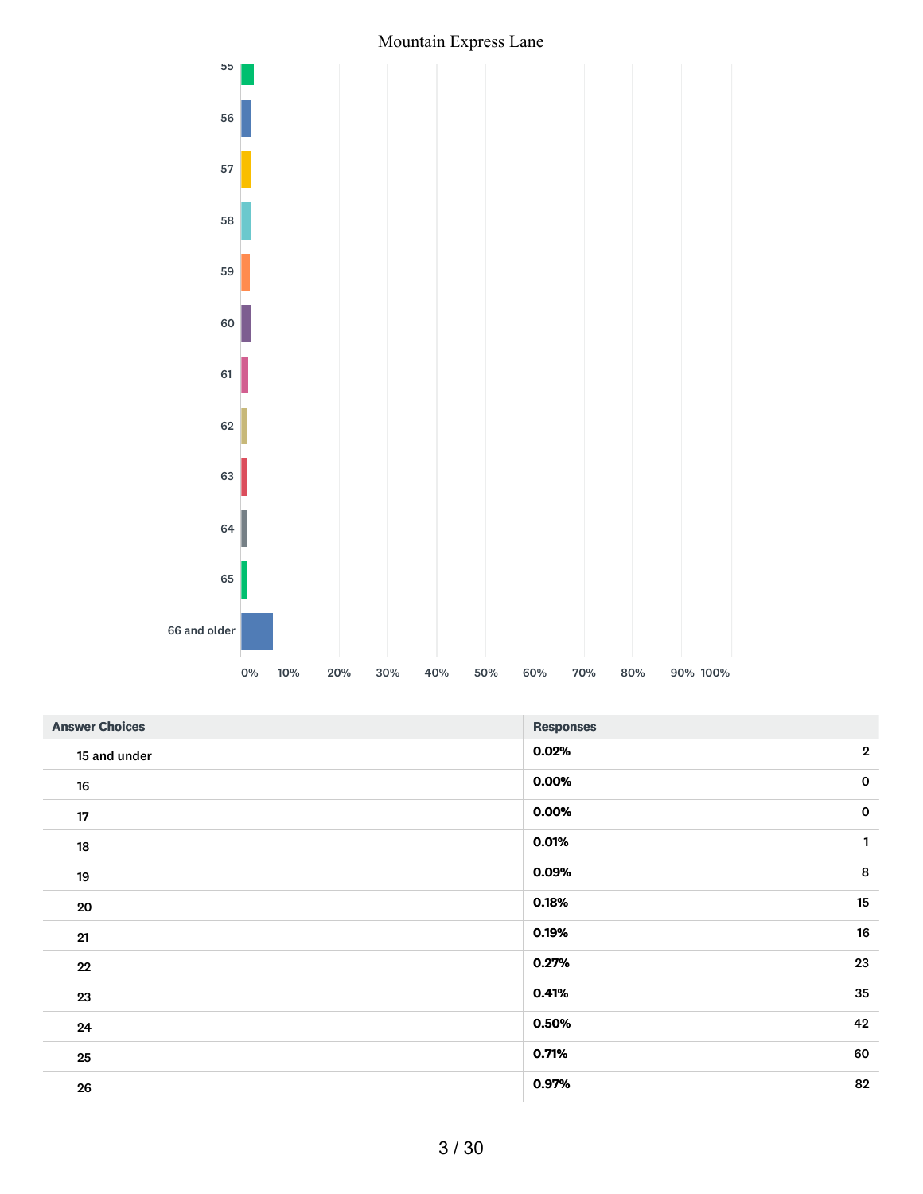| Answer Choices | Responses | |
|---|---|---|
| 15 and under | 0.02% | 2 |
| 16 | 0.00% | 0 |
| 17 | 0.00% | 0 |
| 18 | 0.01% | 1 |
| 19 | 0.09% | 8 |
| 20 | 0.18% | 15 |
| 21 | 0.19% | 16 |
| 22 | 0.27% | 23 |
| 23 | 0.41% | 35 |
| 24 | 0.50% | 42 |
| 25 | 0.71% | 60 |
| 26 | 0.97% | 82 |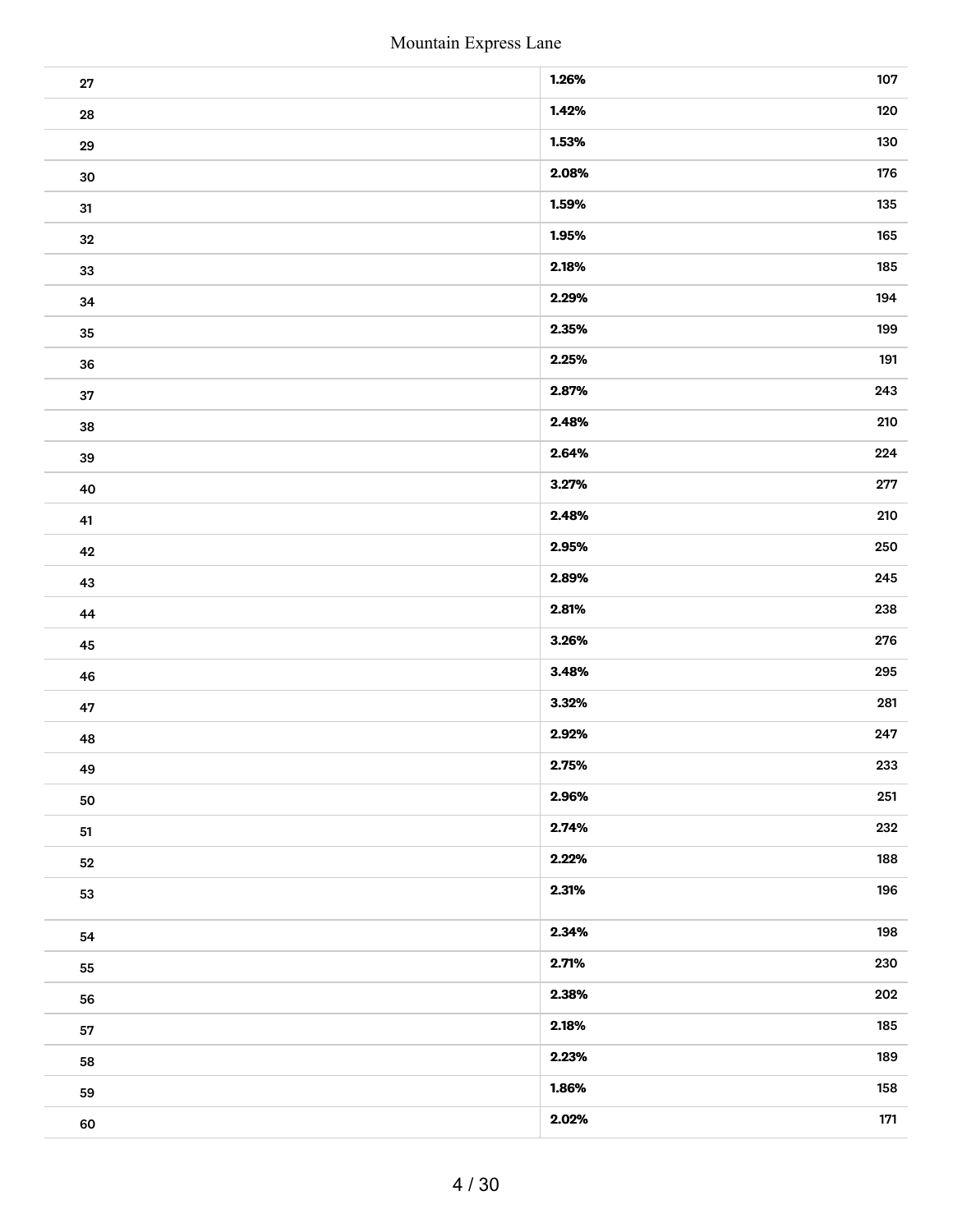| | | |
|---|---|---|
| 27 | 1.26% | 107 |
| 28 | 1.42% | 120 |
| 29 | 1.53% | 130 |
| 30 | 2.08% | 176 |
| 31 | 1.59% | 135 |
| 32 | 1.95% | 165 |
| 33 | 2.18% | 185 |
| 34 | 2.29% | 194 |
| 35 | 2.35% | 199 |
| 36 | 2.25% | 191 |
| 37 | 2.87% | 243 |
| 38 | 2.48% | 210 |
| 39 | 2.64% | 224 |
| 40 | 3.27% | 277 |
| 41 | 2.48% | 210 |
| 42 | 2.95% | 250 |
| 43 | 2.89% | 245 |
| 44 | 2.81% | 238 |
| 45 | 3.26% | 276 |
| 46 | 3.48% | 295 |
| 47 | 3.32% | 281 |
| 48 | 2.92% | 247 |
| 49 | 2.75% | 233 |
| 50 | 2.96% | 251 |
| 51 | 2.74% | 232 |
| 52 | 2.22% | 188 |
| 53 | 2.31% | 196 |
| 54 | 2.34% | 198 |
| 55 | 2.71% | 230 |
| 56 | 2.38% | 202 |
| 57 | 2.18% | 185 |
| 58 | 2.23% | 189 |
| 59 | 1.86% | 158 |
| 60 | 2.02% | 171 |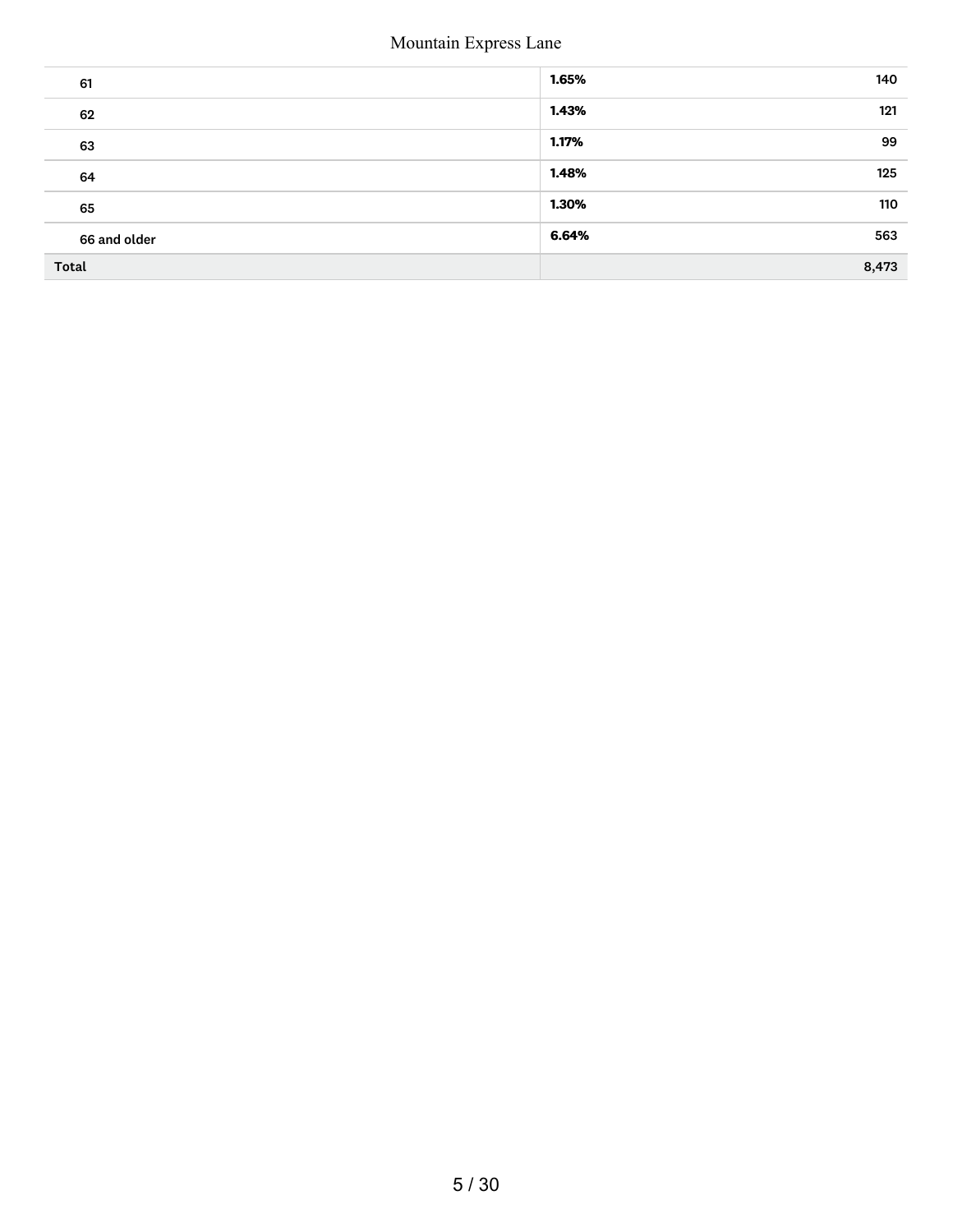| | | |
|---|---|---|
| 61 | **1.65%** | 140 |
| 62 | **1.43%** | 121 |
| 63 | **1.17%** | 99 |
| 64 | **1.48%** | 125 |
| 65 | **1.30%** | 110 |
| 66 and older | **6.64%** | 563 |
| **Total** | | 8,473 |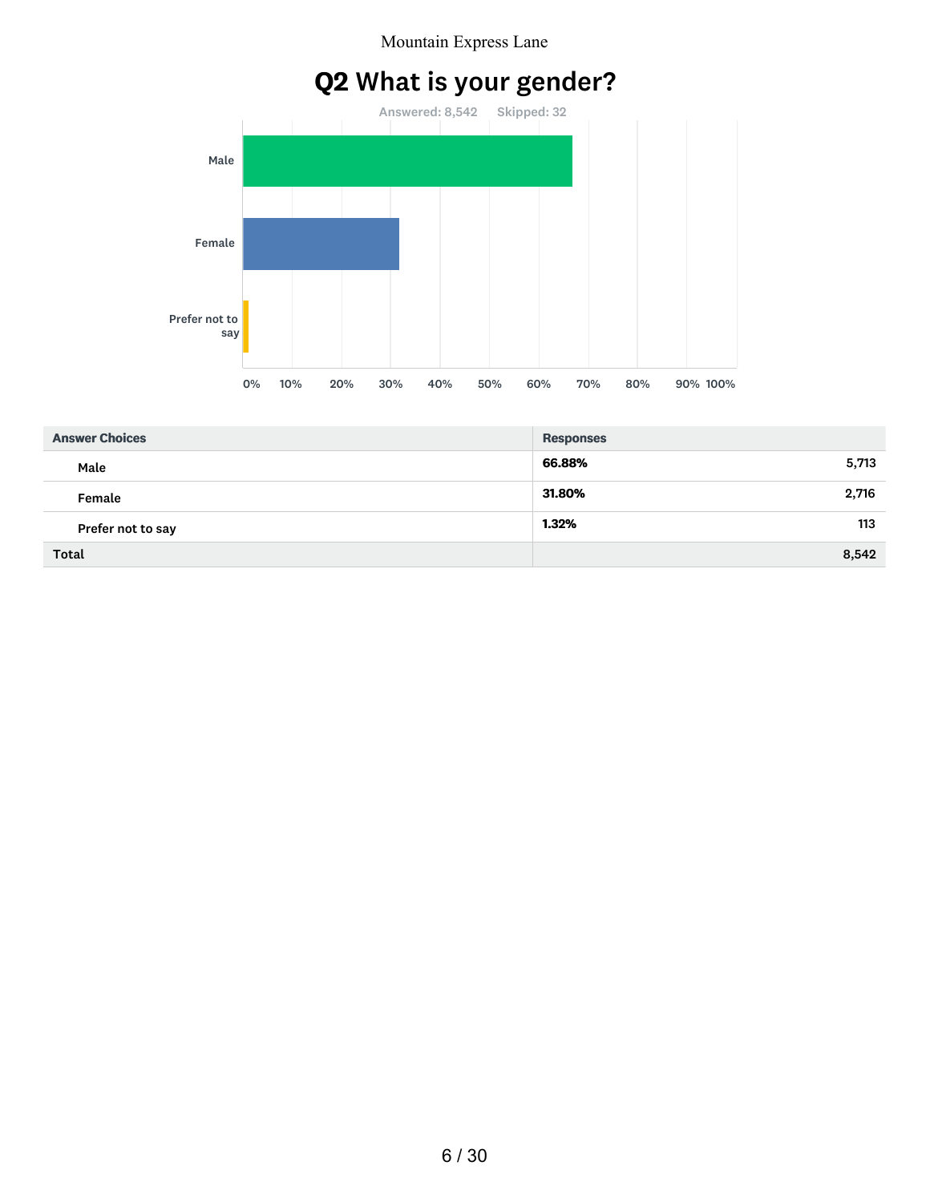## Q2 What is your gender?

Answered: 8,542    Skipped: 32

| Answer Choices | Responses | |
|---|---|---|
| Male | 66.88% | 5,713 |
| Female | 31.80% | 2,716 |
| Prefer not to say | 1.32% | 113 |
| Total | | 8,542 |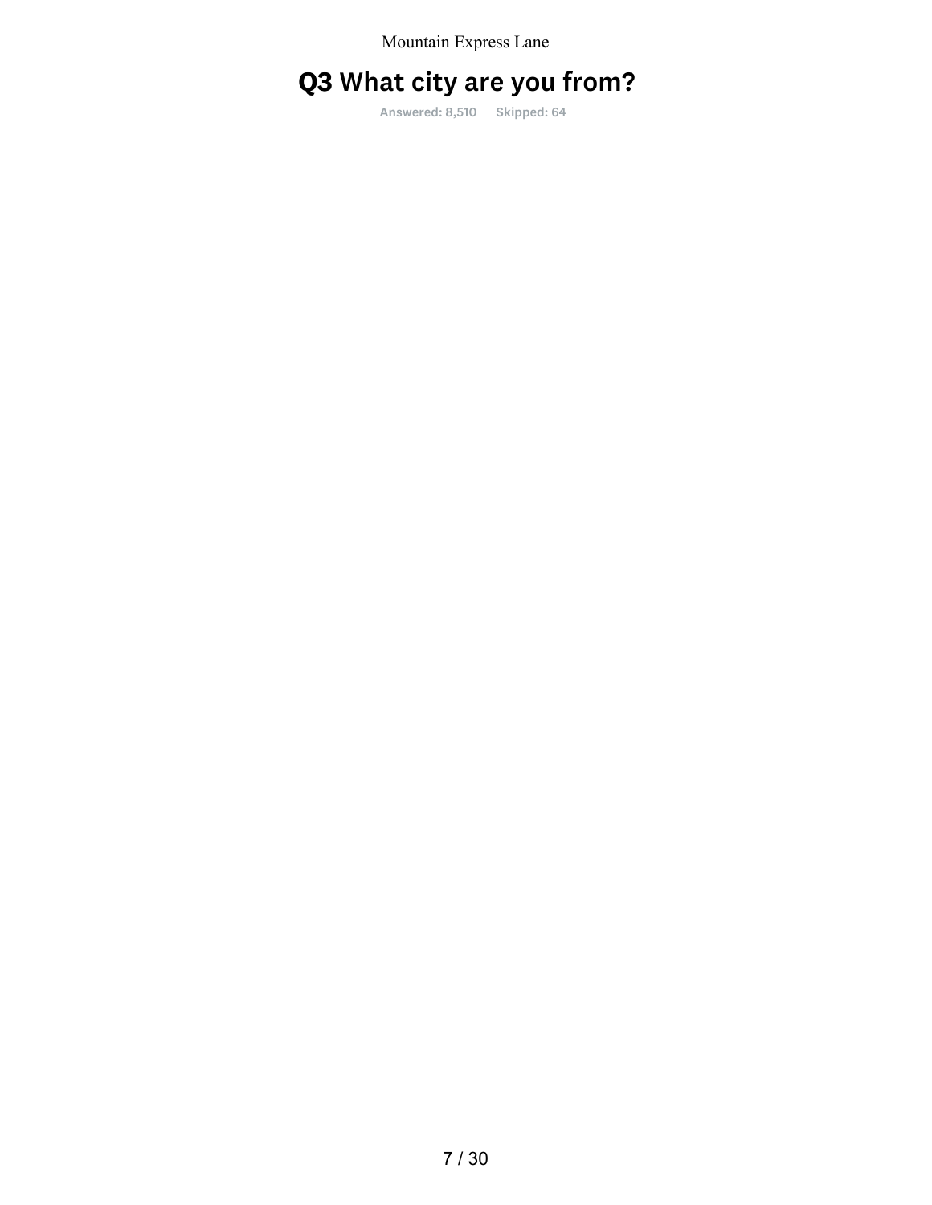## Q3 What city are you from?

Answered: 8,510 Skipped: 64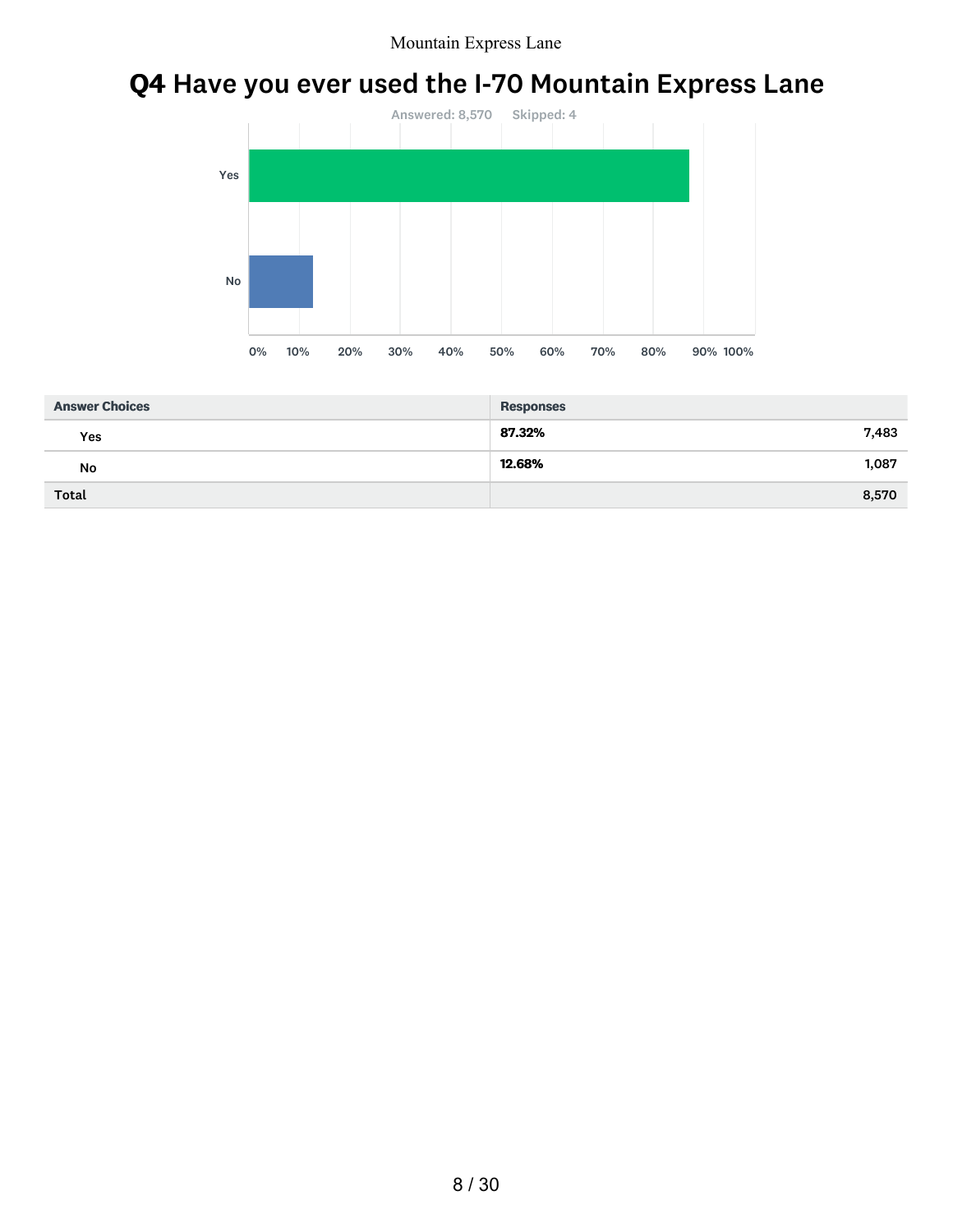# Q4 Have you ever used the I-70 Mountain Express Lane

Answered: 8,570 Skipped: 4

| Answer Choices | Responses | |
|---|---|---|
| Yes | **87.32%** | 7,483 |
| No | **12.68%** | 1,087 |
| **Total** | | 8,570 |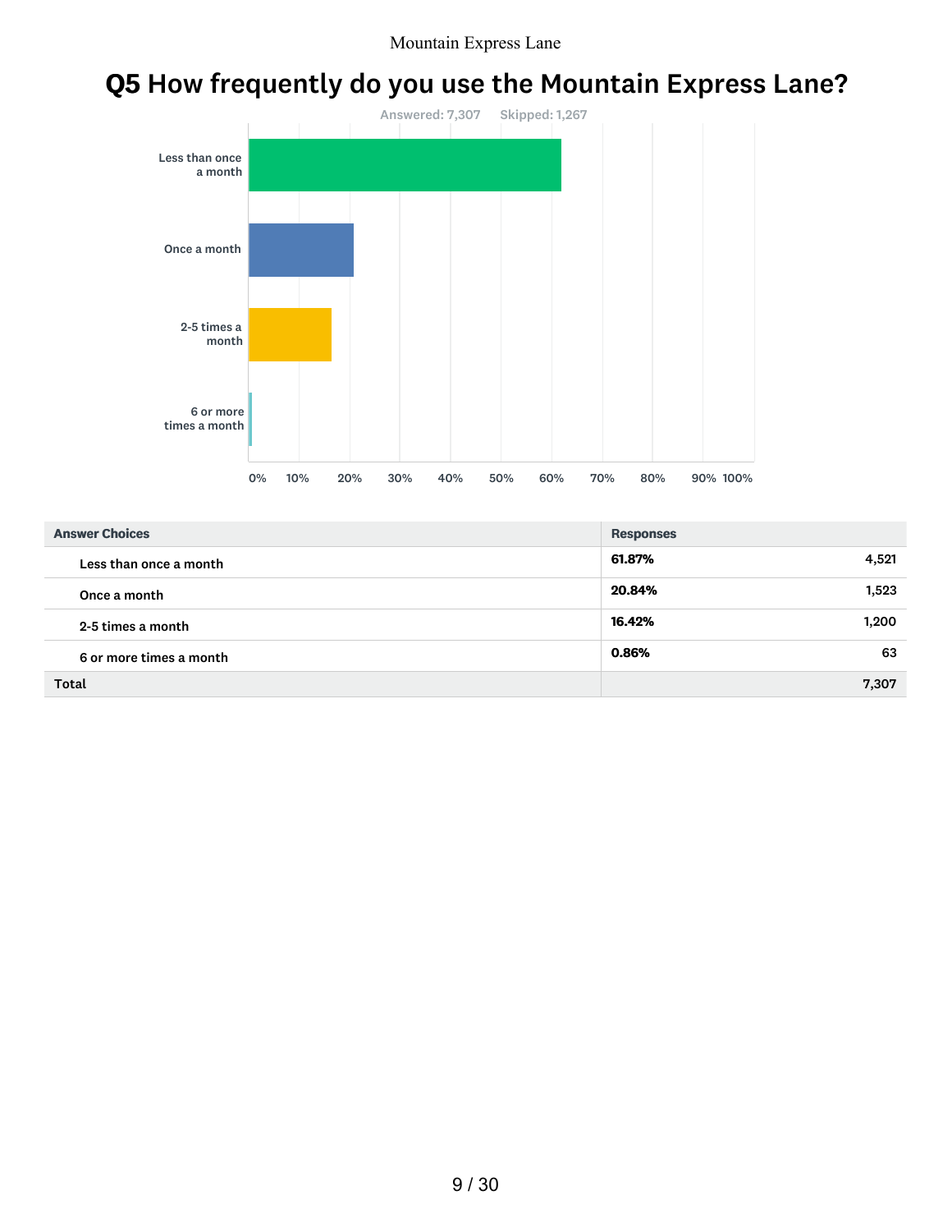# Q5 How frequently do you use the Mountain Express Lane?

Answered: 7,307 Skipped: 1,267

| Answer Choices | Responses | |
|---|---|---|
| Less than once a month | 61.87% | 4,521 |
| Once a month | 20.84% | 1,523 |
| 2-5 times a month | 16.42% | 1,200 |
| 6 or more times a month | 0.86% | 63 |
| Total | | 7,307 |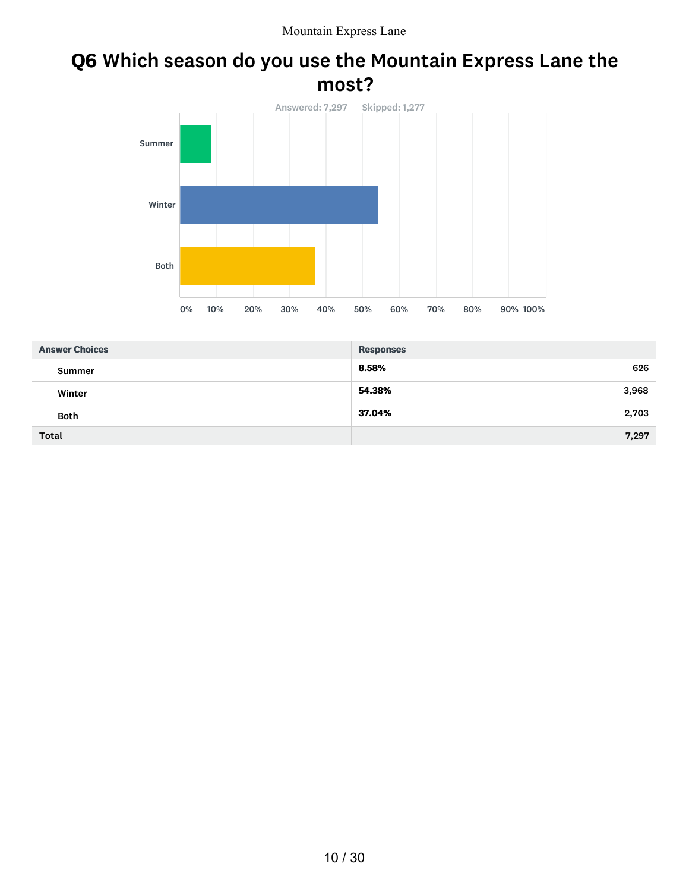## Q6 Which season do you use the Mountain Express Lane the most?

Answered: 7,297 Skipped: 1,277

| Answer Choices | Responses | |
|---|---|---|
| Summer | 8.58% | 626 |
| Winter | 54.38% | 3,968 |
| Both | 37.04% | 2,703 |
| Total | | 7,297 |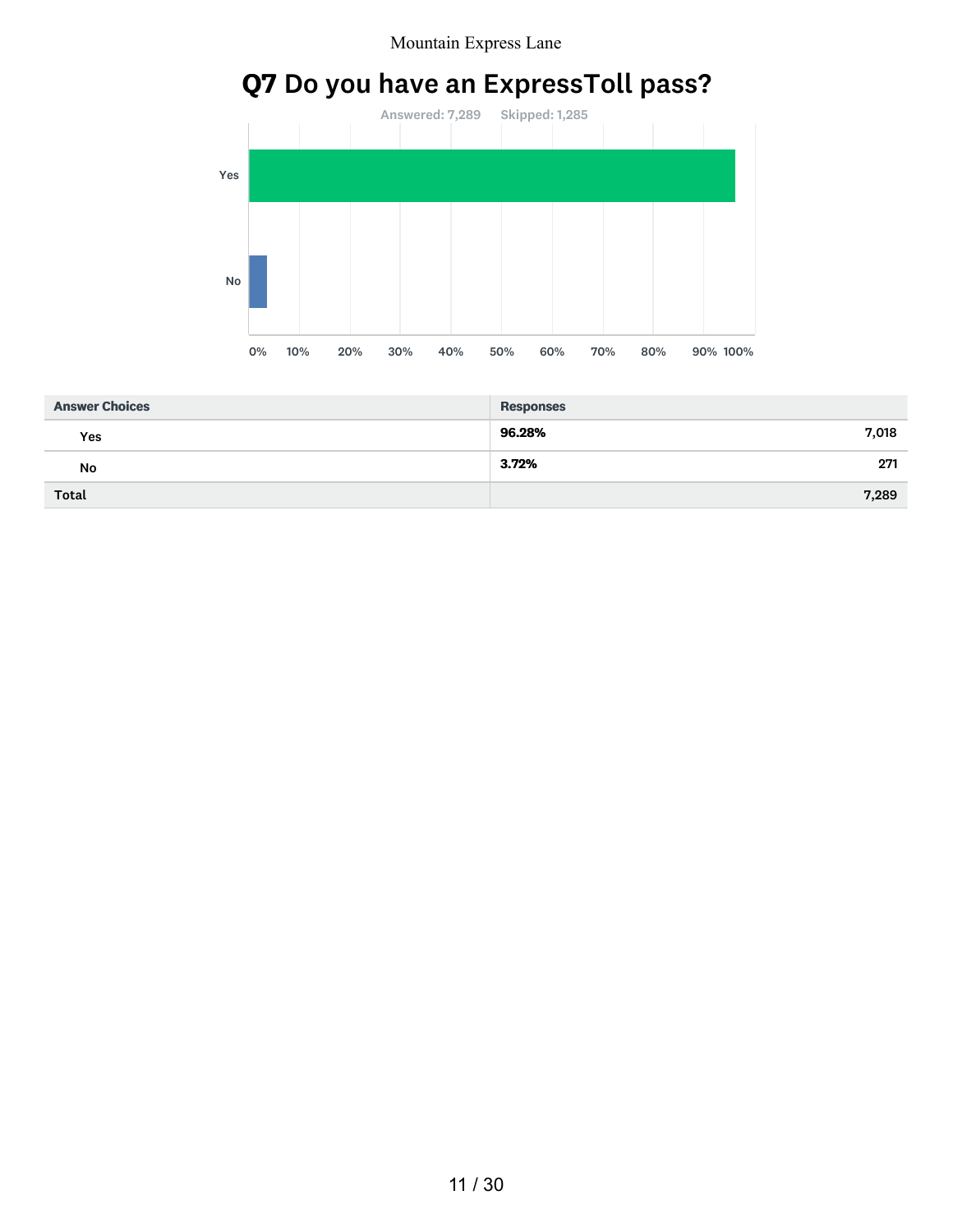## Q7 Do you have an ExpressToll pass?

Answered: 7,289 Skipped: 1,285

| Answer Choices | Responses | |
|---|---|---|
| Yes | 96.28% | 7,018 |
| No | 3.72% | 271 |
| Total | | 7,289 |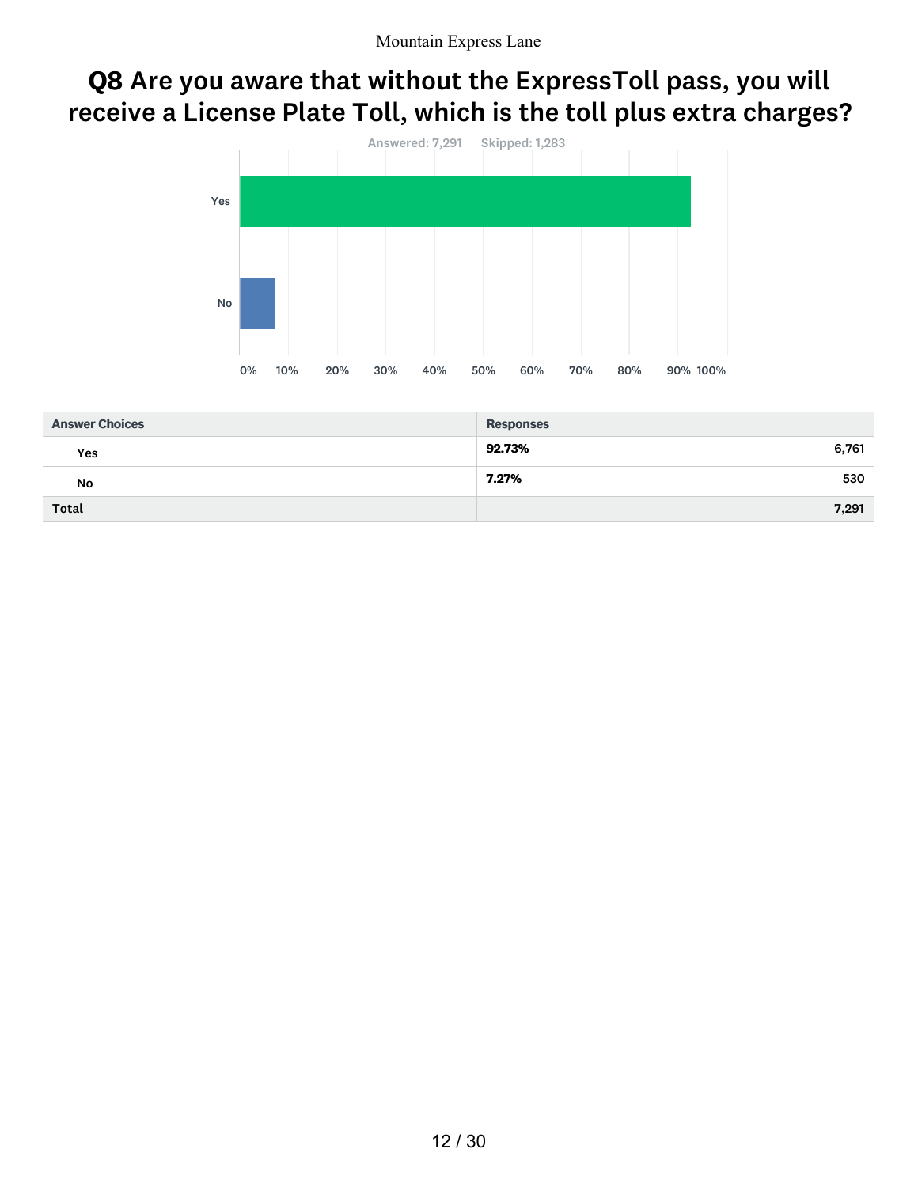## Q8 Are you aware that without the ExpressToll pass, you will receive a License Plate Toll, which is the toll plus extra charges?

Answered: 7,291 Skipped: 1,283

| Answer Choices | Responses | |
|---|---|---|
| Yes | 92.73% | 6,761 |
| No | 7.27% | 530 |
| Total | | 7,291 |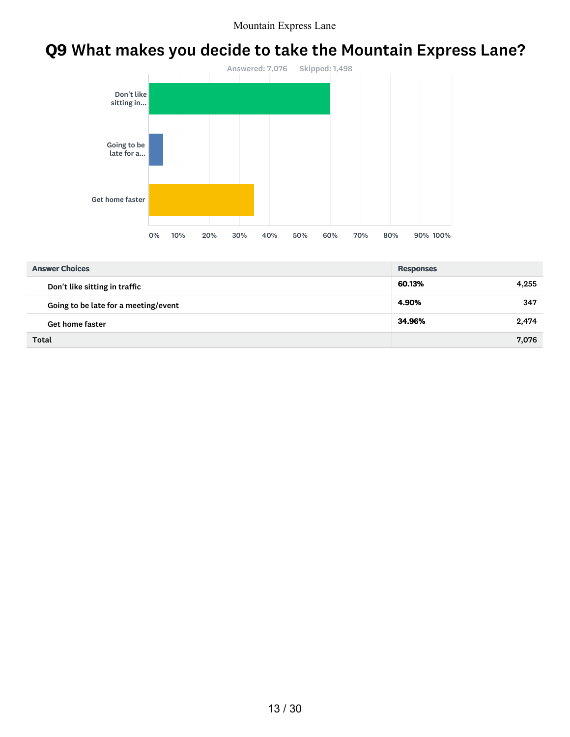# Q9 What makes you decide to take the Mountain Express Lane?

Answered: 7,076    Skipped: 1,498

| Answer Choices | Responses | |
|---|---|---|
| Don't like sitting in traffic | 60.13% | 4,255 |
| Going to be late for a meeting/event | 4.90% | 347 |
| Get home faster | 34.96% | 2,474 |
| Total | | 7,076 |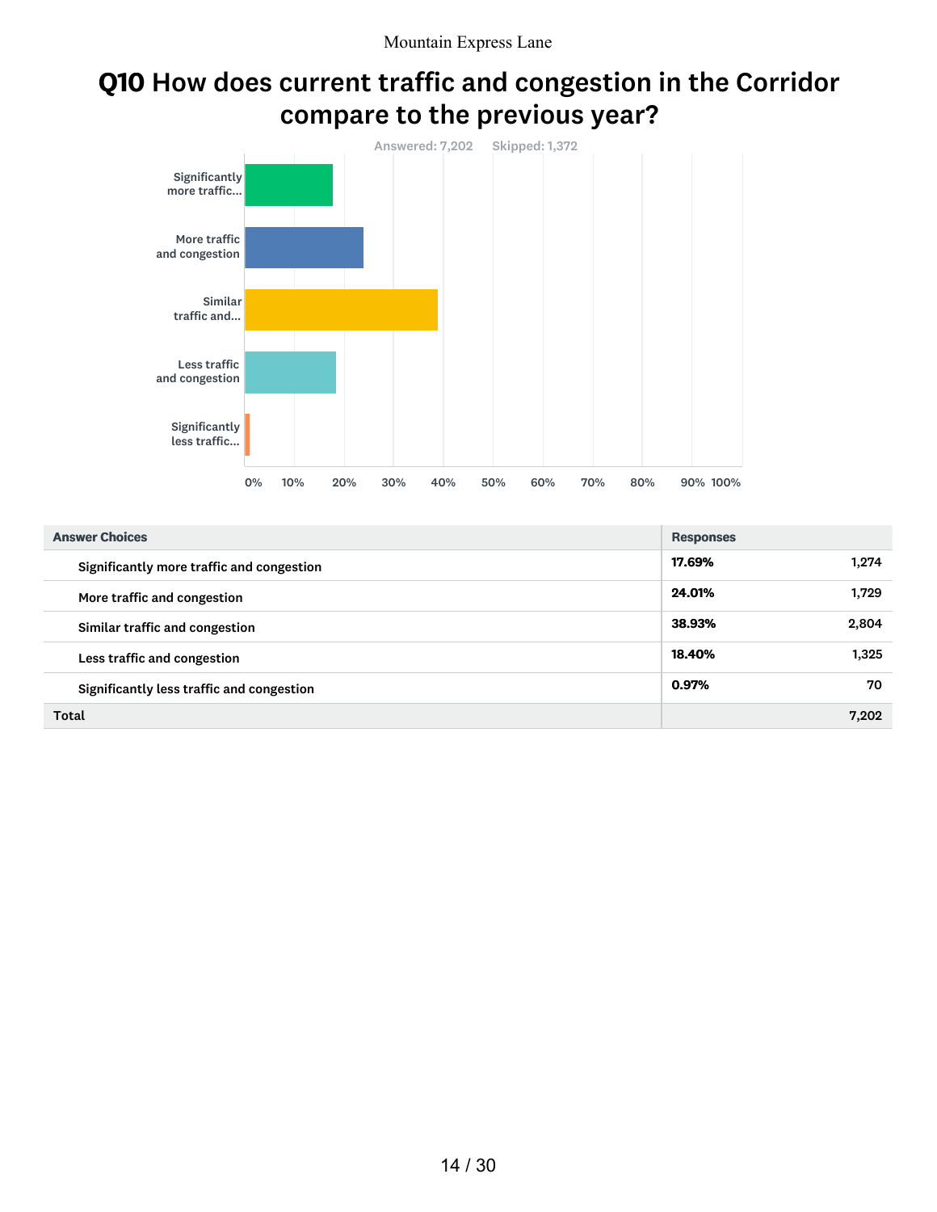## Q10 How does current traffic and congestion in the Corridor compare to the previous year?

Answered: 7,202 Skipped: 1,372

| Answer Choices | Responses | |
|---|---|---|
| Significantly more traffic and congestion | 17.69% | 1,274 |
| More traffic and congestion | 24.01% | 1,729 |
| Similar traffic and congestion | 38.93% | 2,804 |
| Less traffic and congestion | 18.40% | 1,325 |
| Significantly less traffic and congestion | 0.97% | 70 |
| Total | | 7,202 |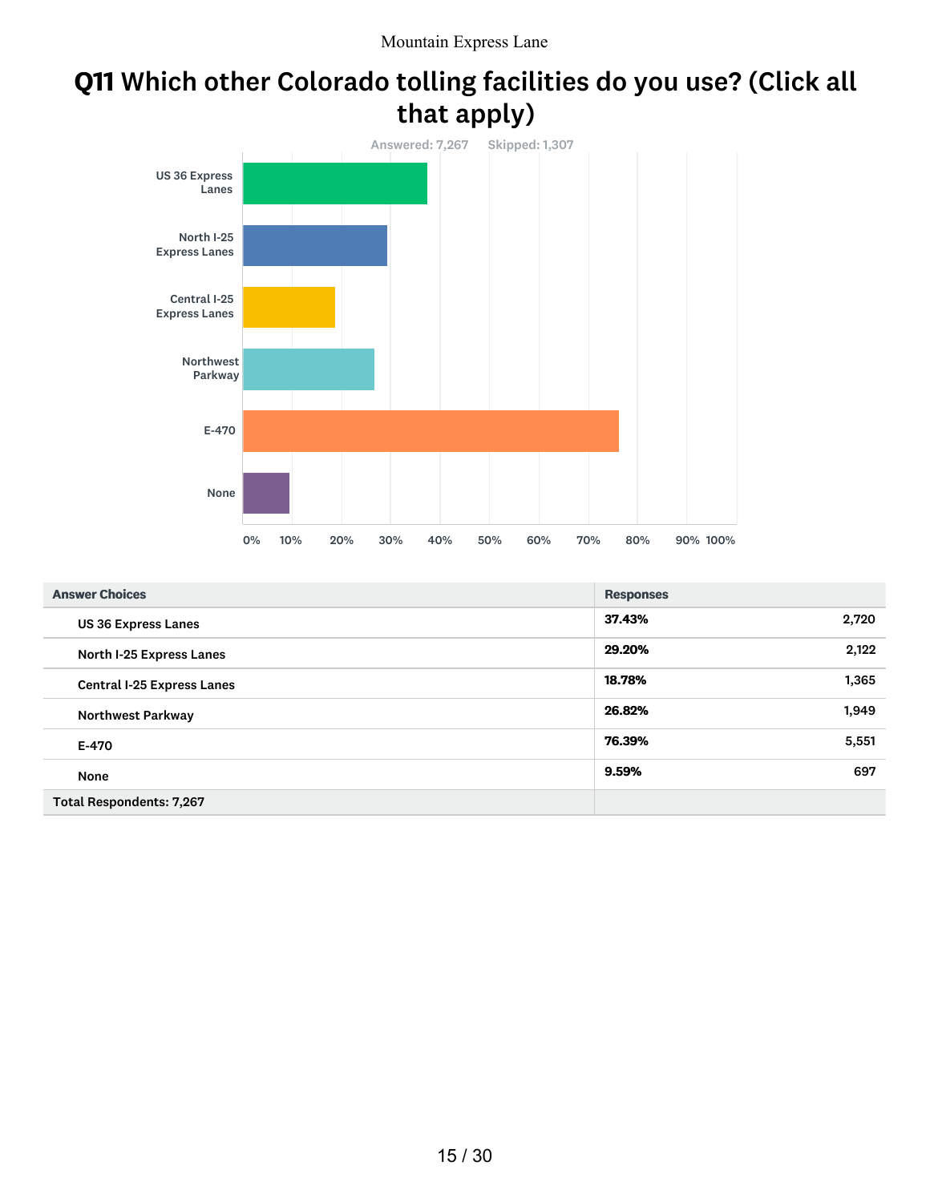## Q11 Which other Colorado tolling facilities do you use? (Click all that apply)

Answered: 7,267 Skipped: 1,307

| Answer Choices | Responses | |
|---|---|---|
| US 36 Express Lanes | 37.43% | 2,720 |
| North I-25 Express Lanes | 29.20% | 2,122 |
| Central I-25 Express Lanes | 18.78% | 1,365 |
| Northwest Parkway | 26.82% | 1,949 |
| E-470 | 76.39% | 5,551 |
| None | 9.59% | 697 |
| Total Respondents: 7,267 | | |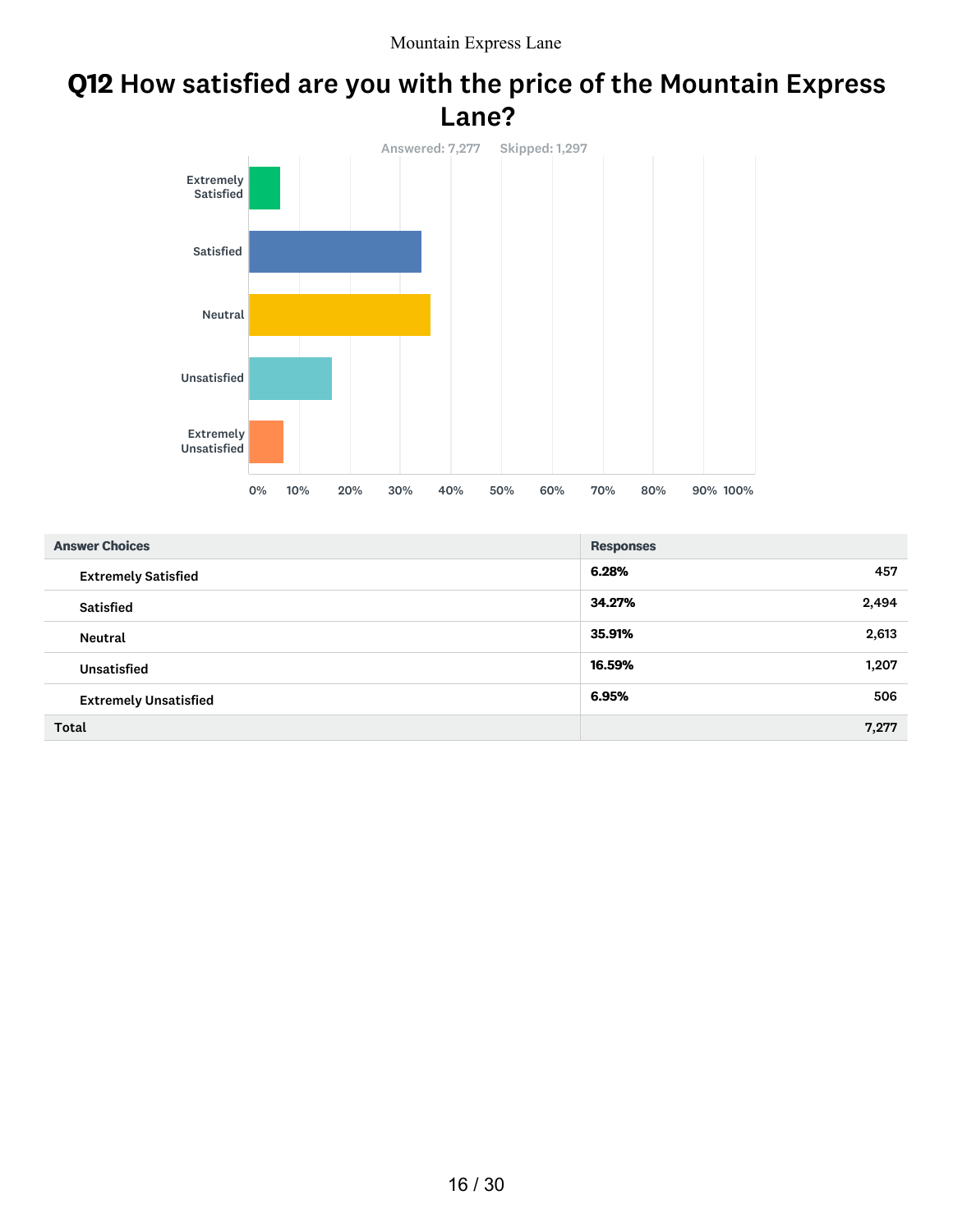# Q12 How satisfied are you with the price of the Mountain Express Lane?

Answered: 7,277 Skipped: 1,297

| Answer Choices | Responses | |
|---|---|---|
| Extremely Satisfied | 6.28% | 457 |
| Satisfied | 34.27% | 2,494 |
| Neutral | 35.91% | 2,613 |
| Unsatisfied | 16.59% | 1,207 |
| Extremely Unsatisfied | 6.95% | 506 |
| Total | | 7,277 |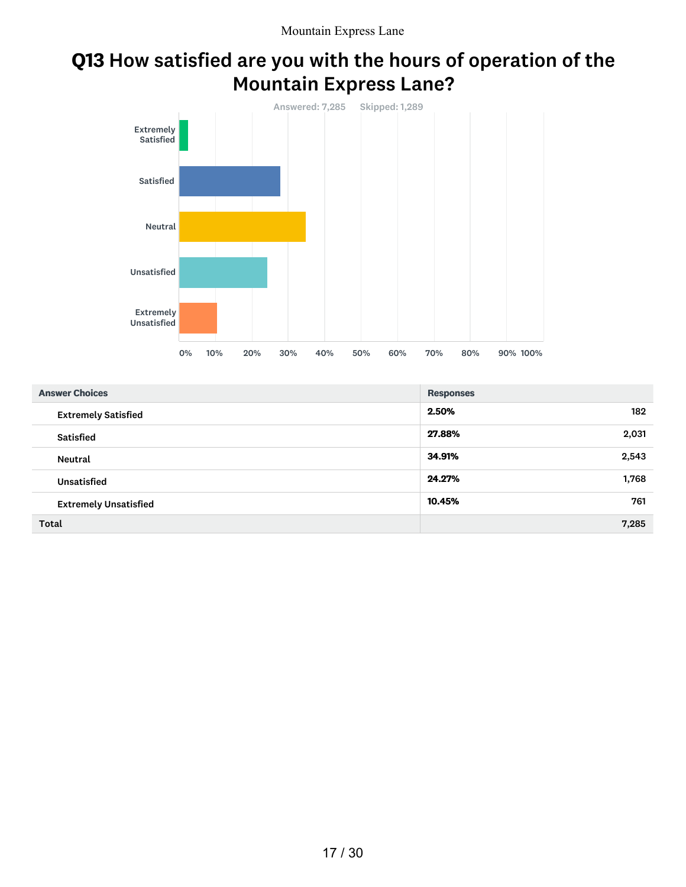## Q13 How satisfied are you with the hours of operation of the Mountain Express Lane?

Answered: 7,285 Skipped: 1,289

| Answer Choices | Responses | |
|---|---|---|
| Extremely Satisfied | 2.50% | 182 |
| Satisfied | 27.88% | 2,031 |
| Neutral | 34.91% | 2,543 |
| Unsatisfied | 24.27% | 1,768 |
| Extremely Unsatisfied | 10.45% | 761 |
| Total | | 7,285 |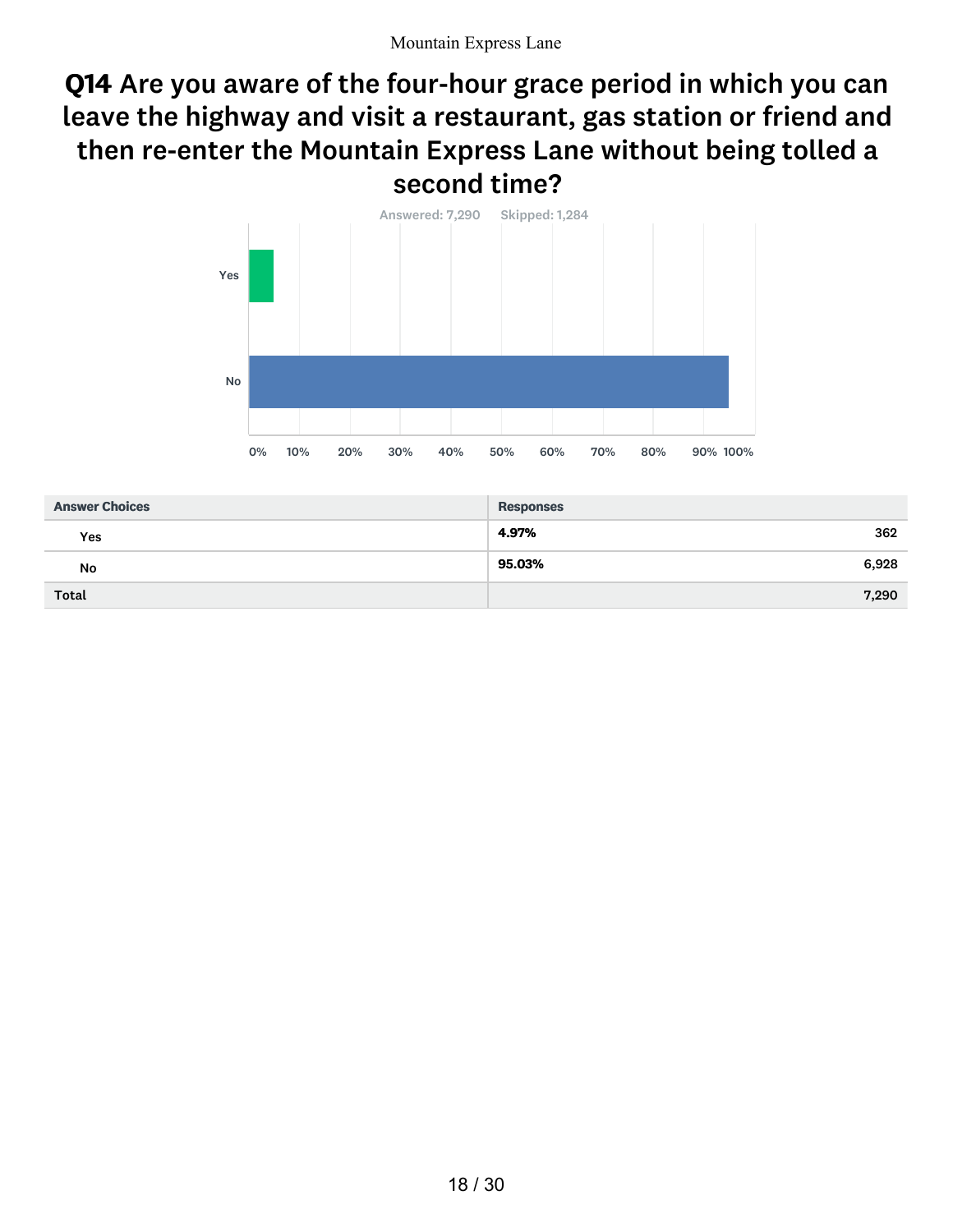## Q14 Are you aware of the four-hour grace period in which you can leave the highway and visit a restaurant, gas station or friend and then re-enter the Mountain Express Lane without being tolled a second time?

Answered: 7,290    Skipped: 1,284

| Answer Choices | Responses | |
|---|---|---|
| Yes | 4.97% | 362 |
| No | 95.03% | 6,928 |
| **Total** | | **7,290** |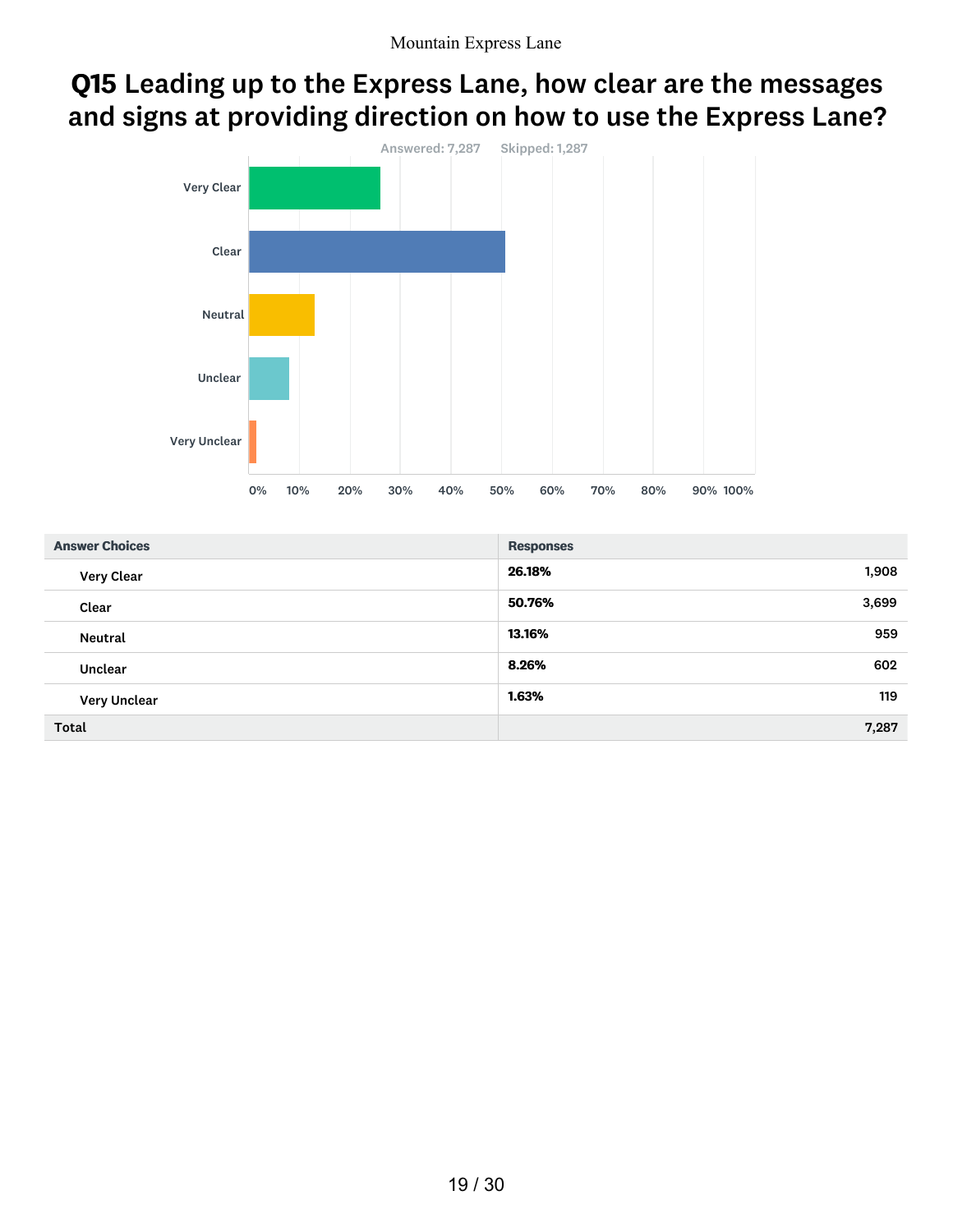# Q15 Leading up to the Express Lane, how clear are the messages and signs at providing direction on how to use the Express Lane?

Answered: 7,287 Skipped: 1,287

| Answer Choices | Responses | |
|---|---|---|
| Very Clear | **26.18%** | 1,908 |
| Clear | **50.76%** | 3,699 |
| Neutral | **13.16%** | 959 |
| Unclear | **8.26%** | 602 |
| Very Unclear | **1.63%** | 119 |
| **Total** | | **7,287** |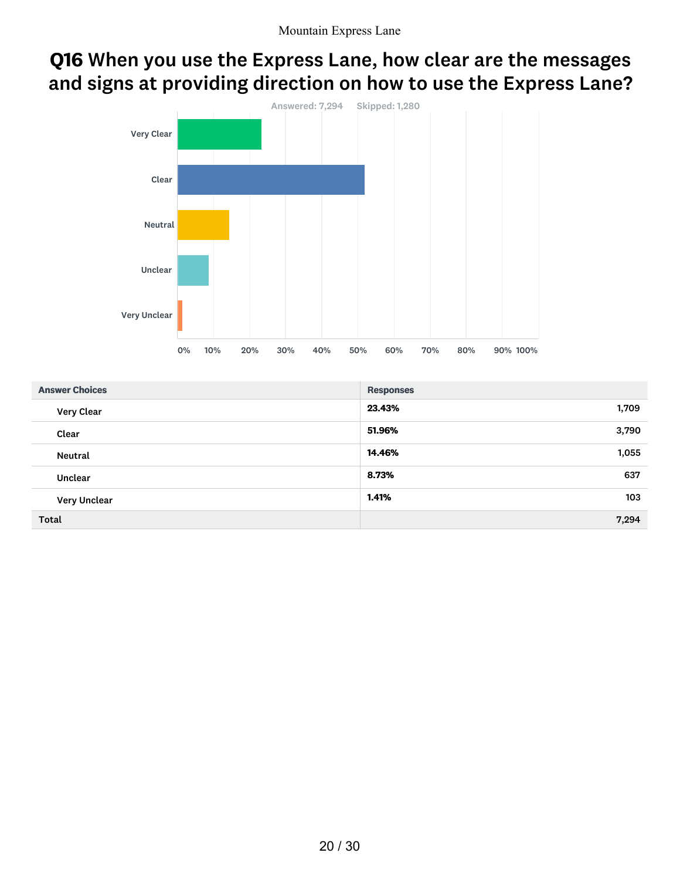## Q16 When you use the Express Lane, how clear are the messages and signs at providing direction on how to use the Express Lane?

Answered: 7,294 Skipped: 1,280

| Answer Choices | Responses | |
|---|---|---|
| Very Clear | 23.43% | 1,709 |
| Clear | 51.96% | 3,790 |
| Neutral | 14.46% | 1,055 |
| Unclear | 8.73% | 637 |
| Very Unclear | 1.41% | 103 |
| Total | | 7,294 |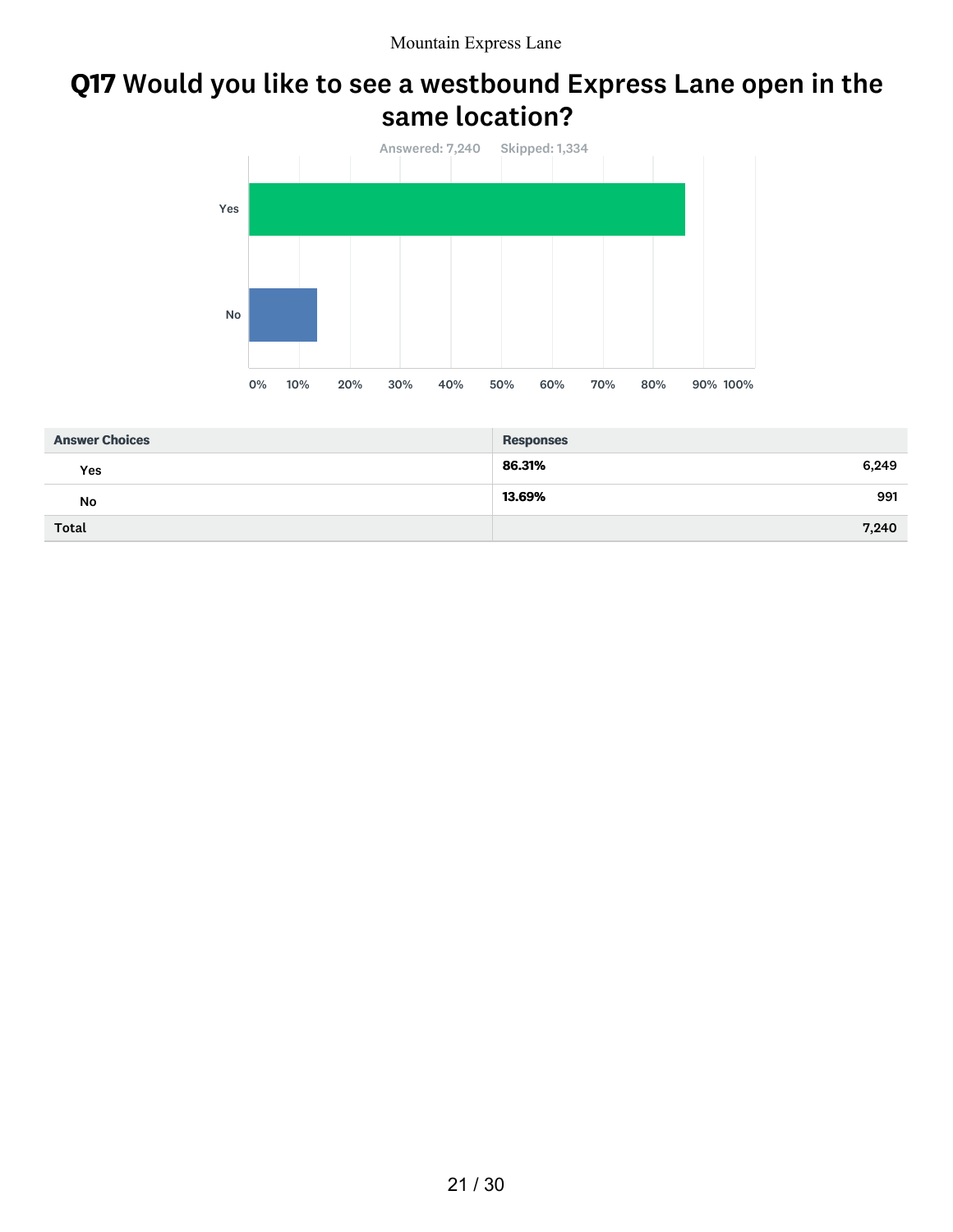# Q17 Would you like to see a westbound Express Lane open in the same location?

Answered: 7,240 Skipped: 1,334

| Answer Choices | Responses | |
|---|---|---|
| Yes | 86.31% | 6,249 |
| No | 13.69% | 991 |
| Total | | 7,240 |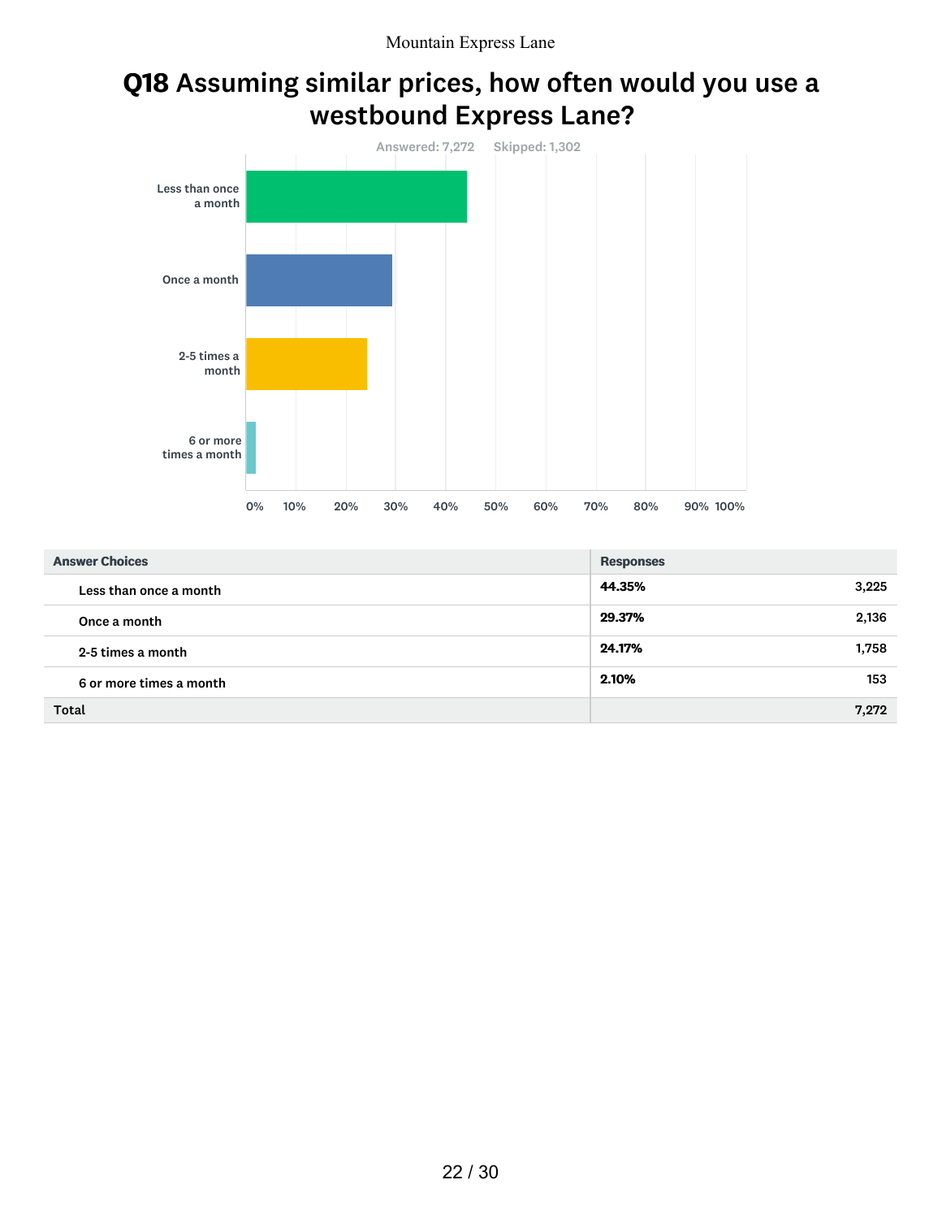# Q18 Assuming similar prices, how often would you use a westbound Express Lane?

Answered: 7,272 Skipped: 1,302

| Answer Choices | Responses | |
|---|---|---|
| Less than once a month | 44.35% | 3,225 |
| Once a month | 29.37% | 2,136 |
| 2-5 times a month | 24.17% | 1,758 |
| 6 or more times a month | 2.10% | 153 |
| **Total** | | 7,272 |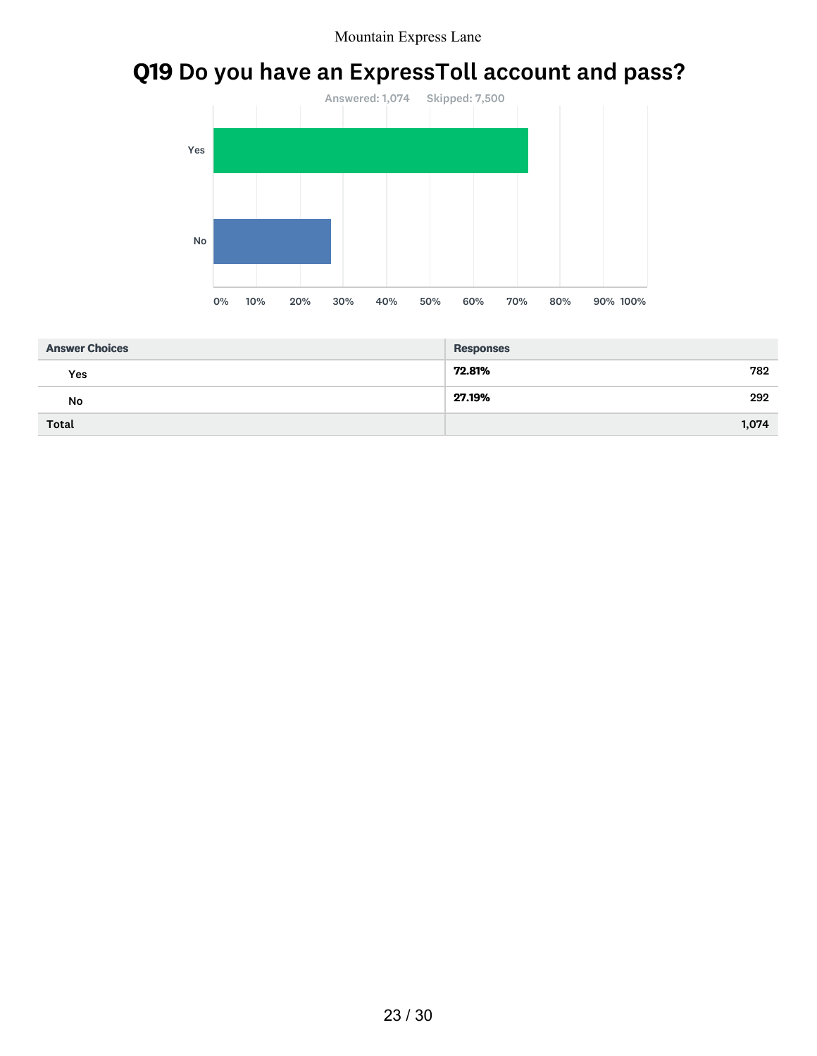## Q19 Do you have an ExpressToll account and pass?

Answered: 1,074 Skipped: 7,500

| Answer Choices | Responses | |
|---|---|---|
| Yes | 72.81% | 782 |
| No | 27.19% | 292 |
| Total | | 1,074 |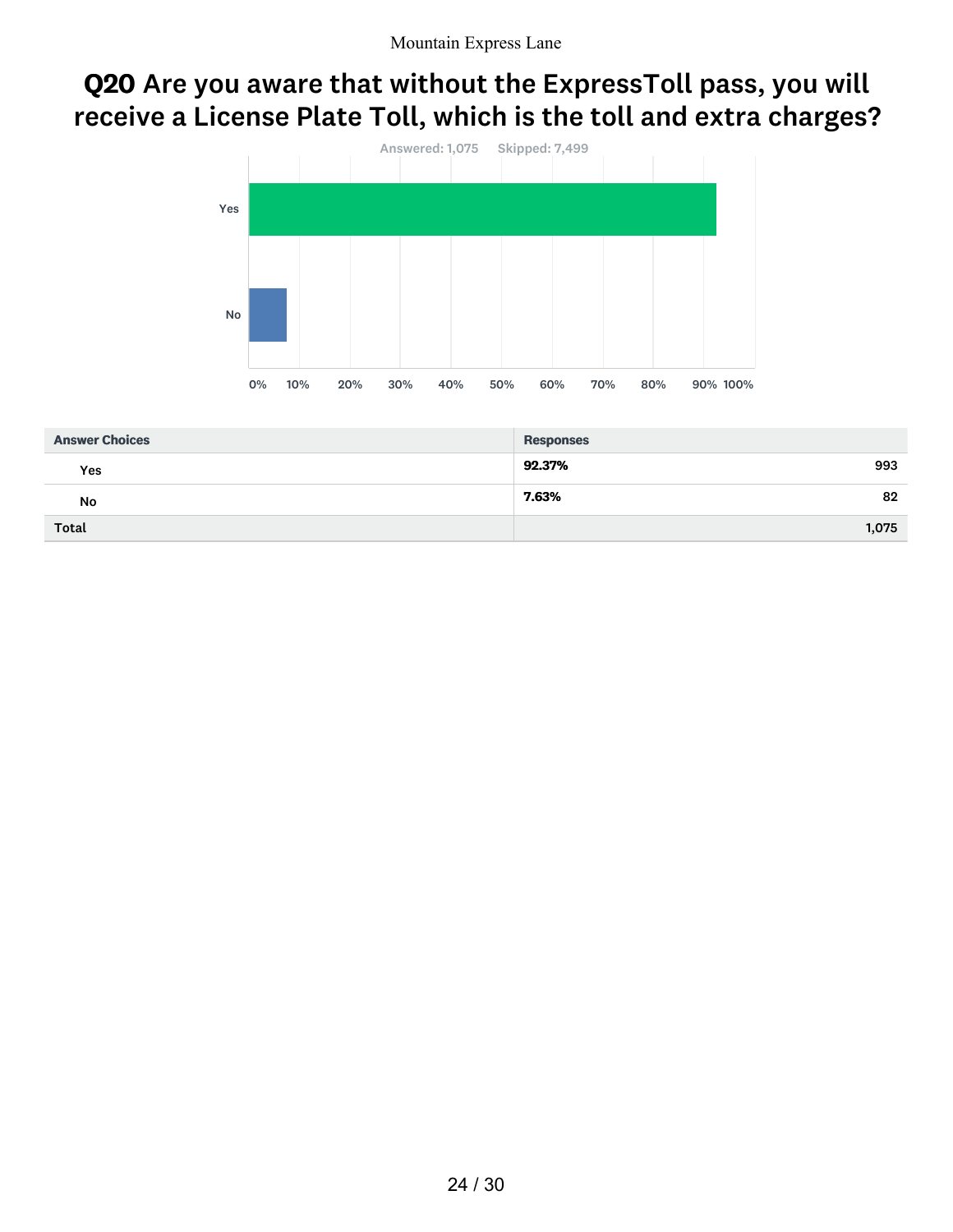## Q20 Are you aware that without the ExpressToll pass, you will receive a License Plate Toll, which is the toll and extra charges?

Answered: 1,075 Skipped: 7,499

| Answer Choices | Responses | |
|---|---|---|
| Yes | 92.37% | 993 |
| No | 7.63% | 82 |
| Total | | 1,075 |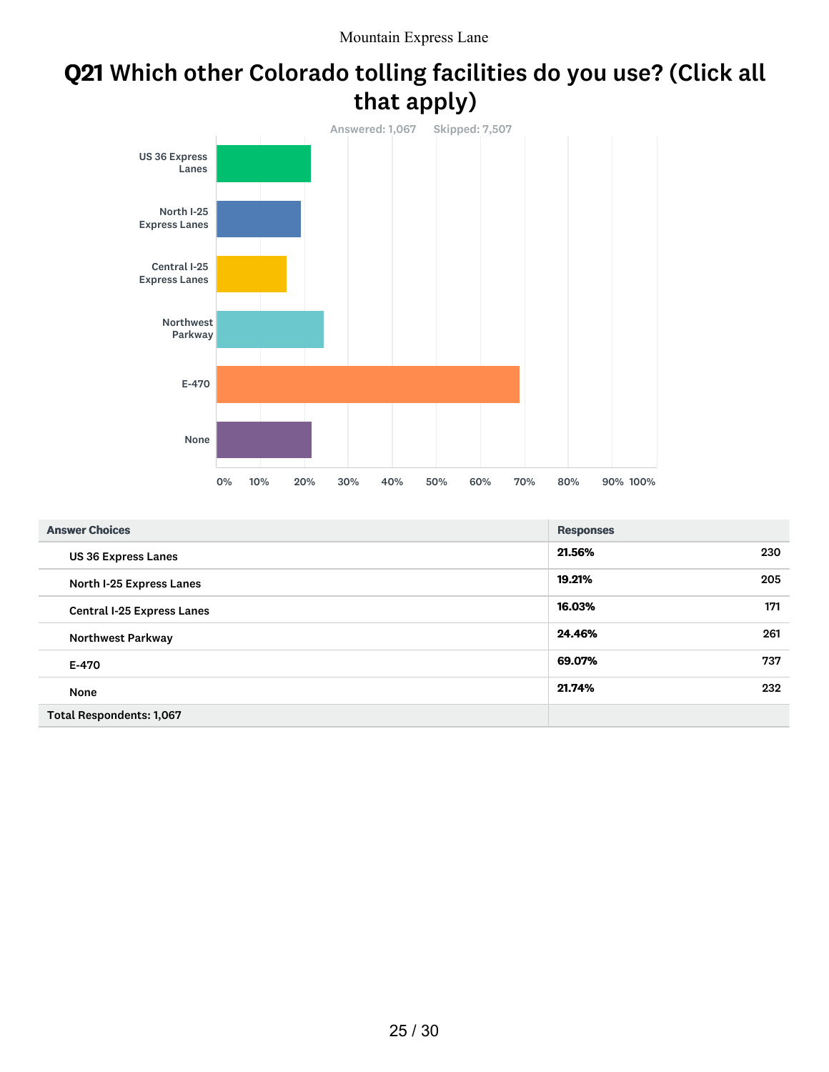# Q21 Which other Colorado tolling facilities do you use? (Click all that apply)

Answered: 1,067 Skipped: 7,507

| Answer Choices | Responses | |
|---|---|---|
| US 36 Express Lanes | 21.56% | 230 |
| North I-25 Express Lanes | 19.21% | 205 |
| Central I-25 Express Lanes | 16.03% | 171 |
| Northwest Parkway | 24.46% | 261 |
| E-470 | 69.07% | 737 |
| None | 21.74% | 232 |
| Total Respondents: 1,067 | | |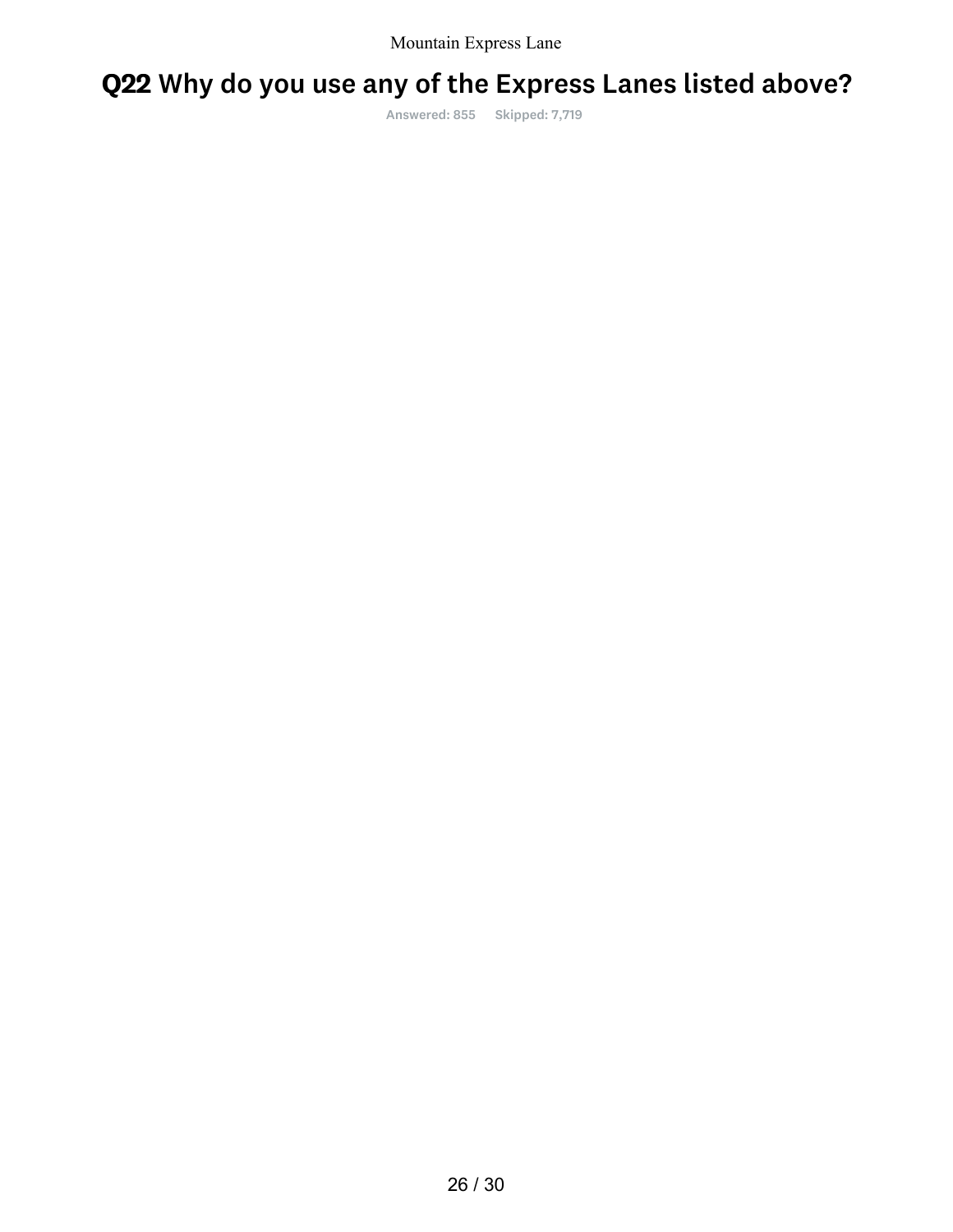## Q22 Why do you use any of the Express Lanes listed above?

Answered: 855 Skipped: 7,719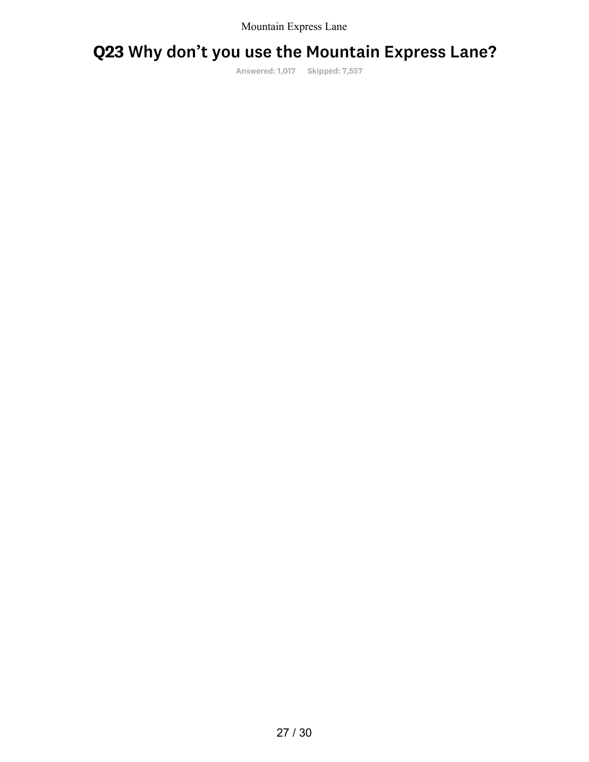## Q23 Why don’t you use the Mountain Express Lane?

Answered: 1,017 Skipped: 7,557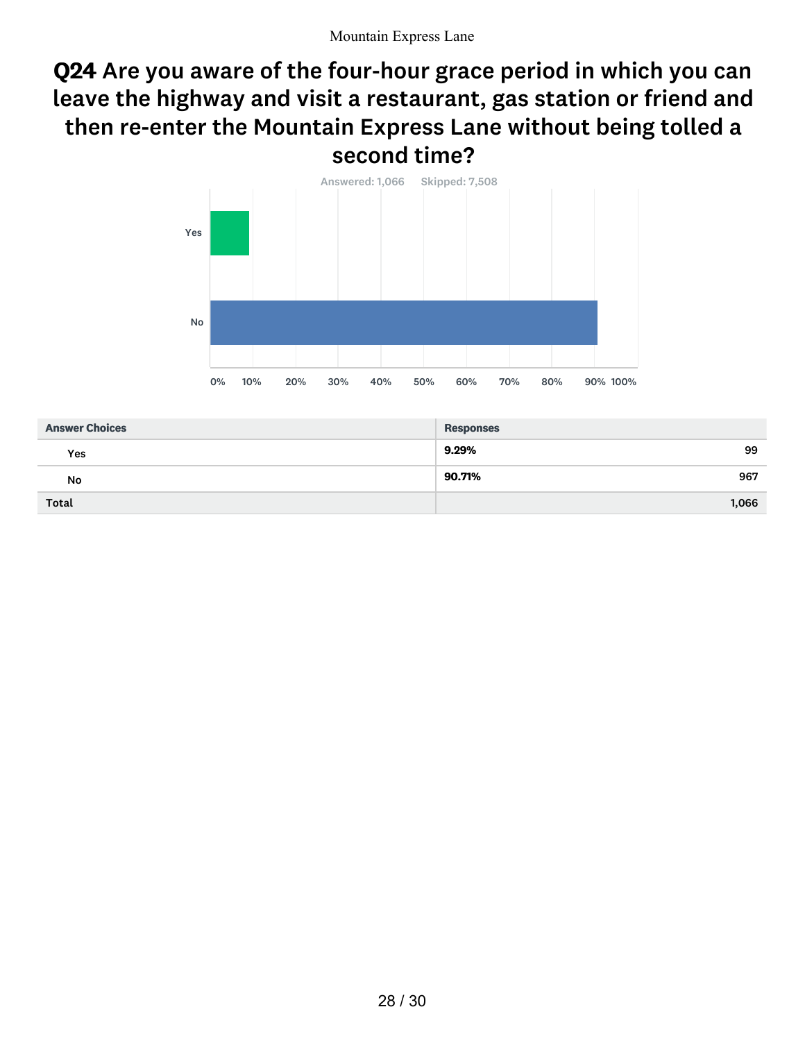## Q24 Are you aware of the four-hour grace period in which you can leave the highway and visit a restaurant, gas station or friend and then re-enter the Mountain Express Lane without being tolled a second time?

Answered: 1,066 Skipped: 7,508

| Answer Choices | Responses | |
|---|---|---|
| Yes | 9.29% | 99 |
| No | 90.71% | 967 |
| Total | | 1,066 |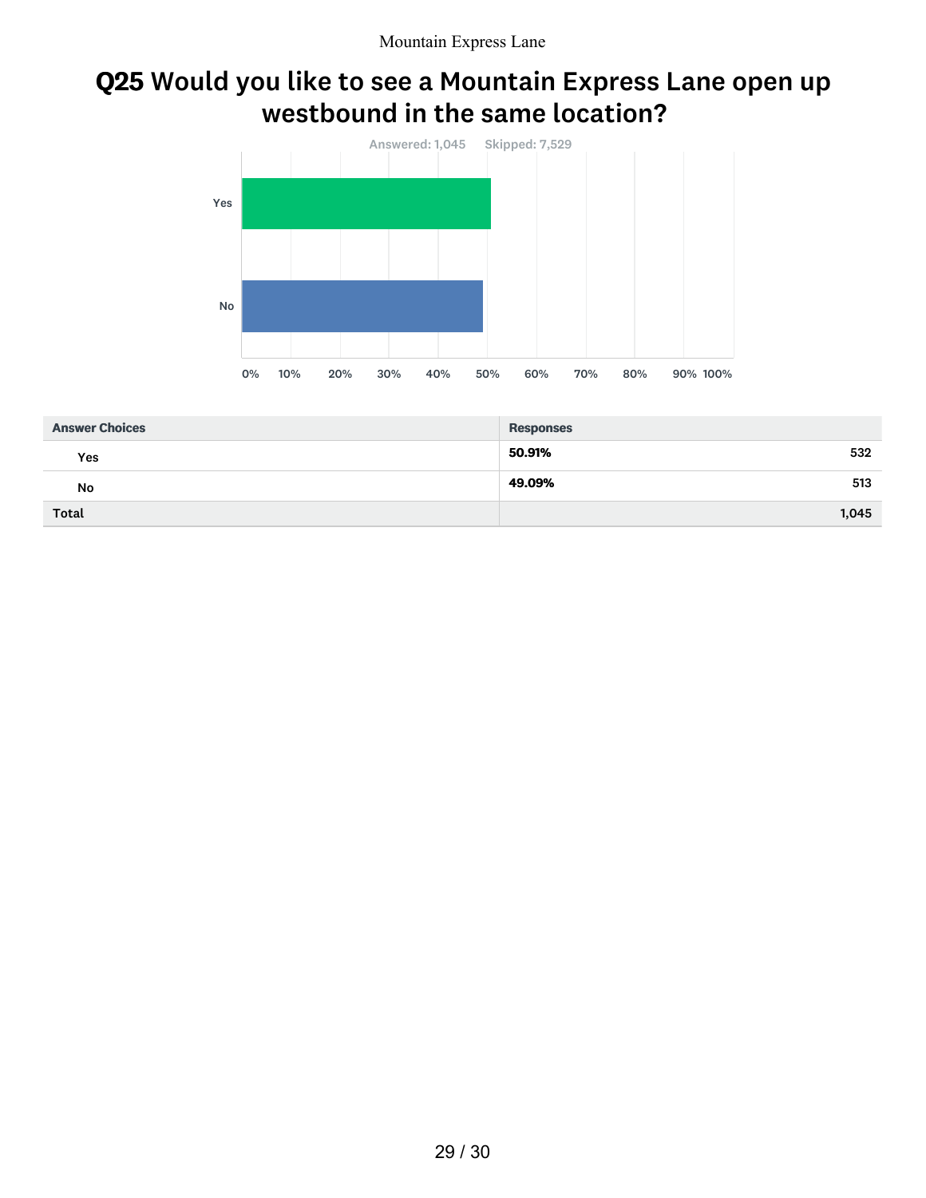## Q25 Would you like to see a Mountain Express Lane open up westbound in the same location?

Answered: 1,045    Skipped: 7,529

| Answer Choices | Responses | |
|---|---|---|
| Yes | 50.91% | 532 |
| No | 49.09% | 513 |
| Total | | 1,045 |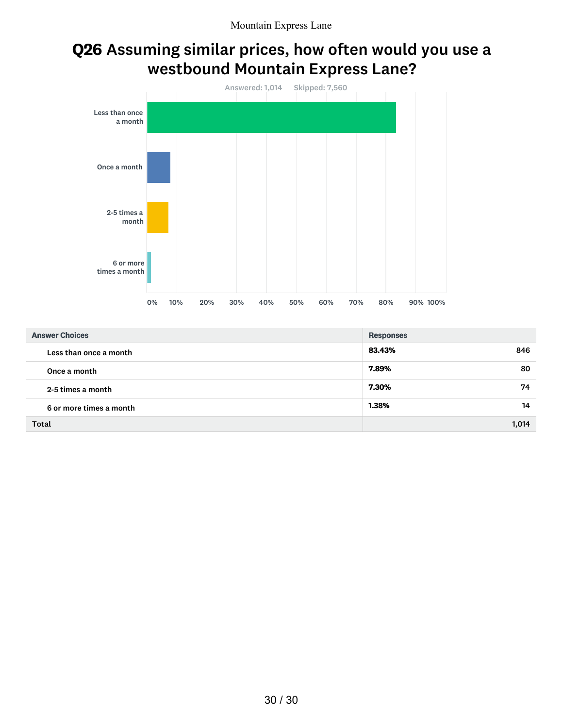## Q26 Assuming similar prices, how often would you use a westbound Mountain Express Lane?

Answered: 1,014    Skipped: 7,560

Less than once a month

Once a month

2-5 times a month

6 or more times a month

0% 10% 20% 30% 40% 50% 60% 70% 80% 90% 100%

| Answer Choices | Responses | |
|---|---|---|
| Less than once a month | 83.43% | 846 |
| Once a month | 7.89% | 80 |
| 2-5 times a month | 7.30% | 74 |
| 6 or more times a month | 1.38% | 14 |
| Total | | 1,014 |